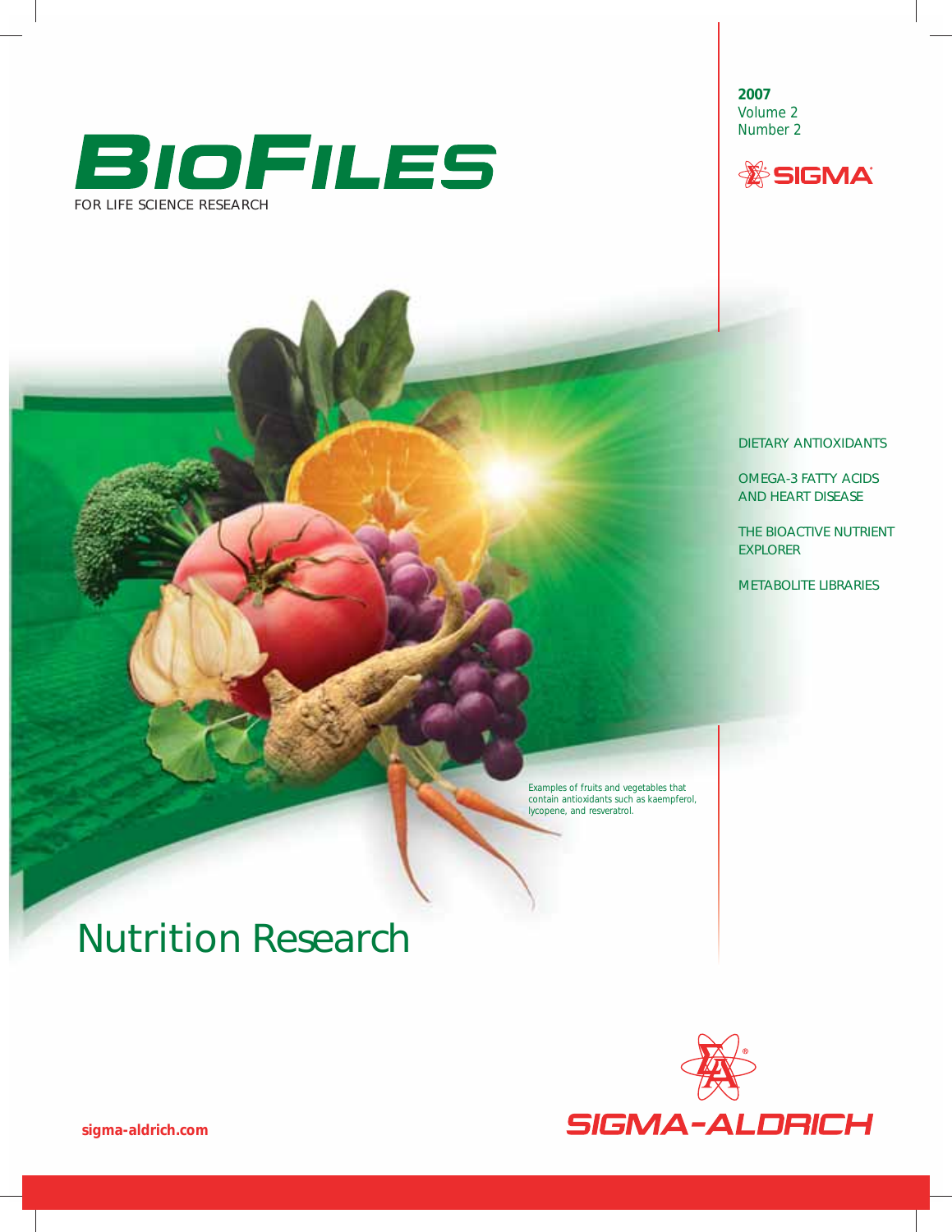# BioFiles

FOR LIFE SCIENCE RESEARCH

2007
Volume 2
Number 2

SIGMA

DIETARY ANTIOXIDANTS

OMEGA-3 FATTY ACIDS AND HEART DISEASE

THE BIOACTIVE NUTRIENT EXPLORER

METABOLITE LIBRARIES

Examples of fruits and vegetables that contain antioxidants such as kaempferol, lycopene, and resveratrol.

# Nutrition Research

sigma-aldrich.com

SIGMA-ALDRICH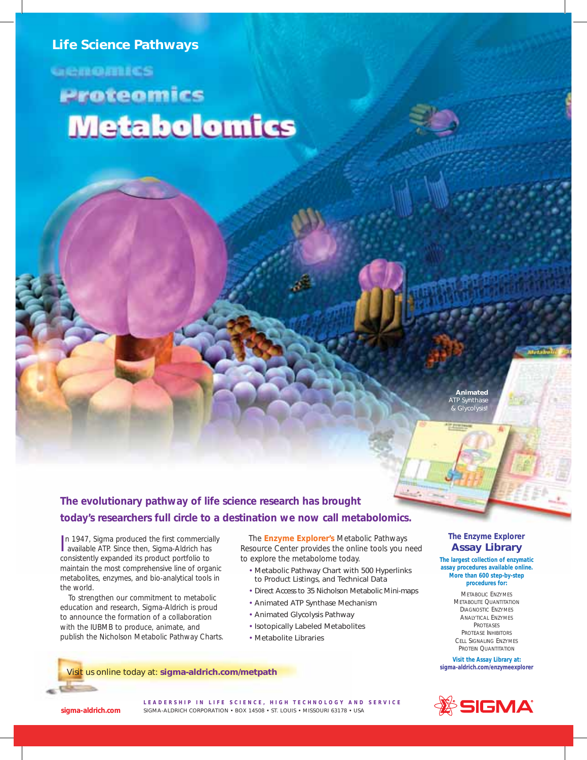# Life Science Pathways

Genomics

Proteomics

# Metabolomics

**Animated** ATP Synthase & Glycolysis!

## The evolutionary pathway of life science research has brought today's researchers full circle to a destination we now call metabolomics.

In 1947, Sigma produced the first commercially available ATP. Since then, Sigma-Aldrich has consistently expanded its product portfolio to maintain the most comprehensive line of organic metabolites, enzymes, and bio-analytical tools in the world.

To strengthen our commitment to metabolic education and research, Sigma-Aldrich is proud to announce the formation of a collaboration with the IUBMB to produce, animate, and publish the Nicholson Metabolic Pathway Charts.

The **Enzyme Explorer's** Metabolic Pathways Resource Center provides the online tools you need to explore the metabolome today.

- Metabolic Pathway Chart with 500 Hyperlinks to Product Listings, and Technical Data
- Direct Access to 35 Nicholson Metabolic Mini-maps
- Animated ATP Synthase Mechanism
- Animated Glycolysis Pathway
- Isotopically Labeled Metabolites
- Metabolite Libraries

Visit us online today at: **sigma-aldrich.com/metpath**

### The Enzyme Explorer Assay Library

**The largest collection of enzymatic assay procedures available online. More than 600 step-by-step procedures for:**

Metabolic Enzymes
Metabolite Quantitation
Diagnostic Enzymes
Analytical Enzymes
Proteases
Protease Inhibitors
Cell Signaling Enzymes
Protein Quantitation

**Visit the Assay Library at: sigma-aldrich.com/enzymeexplorer**

**sigma-aldrich.com**

LEADERSHIP IN LIFE SCIENCE, HIGH TECHNOLOGY AND SERVICE
SIGMA-ALDRICH CORPORATION • BOX 14508 • ST. LOUIS • MISSOURI 63178 • USA

SIGMA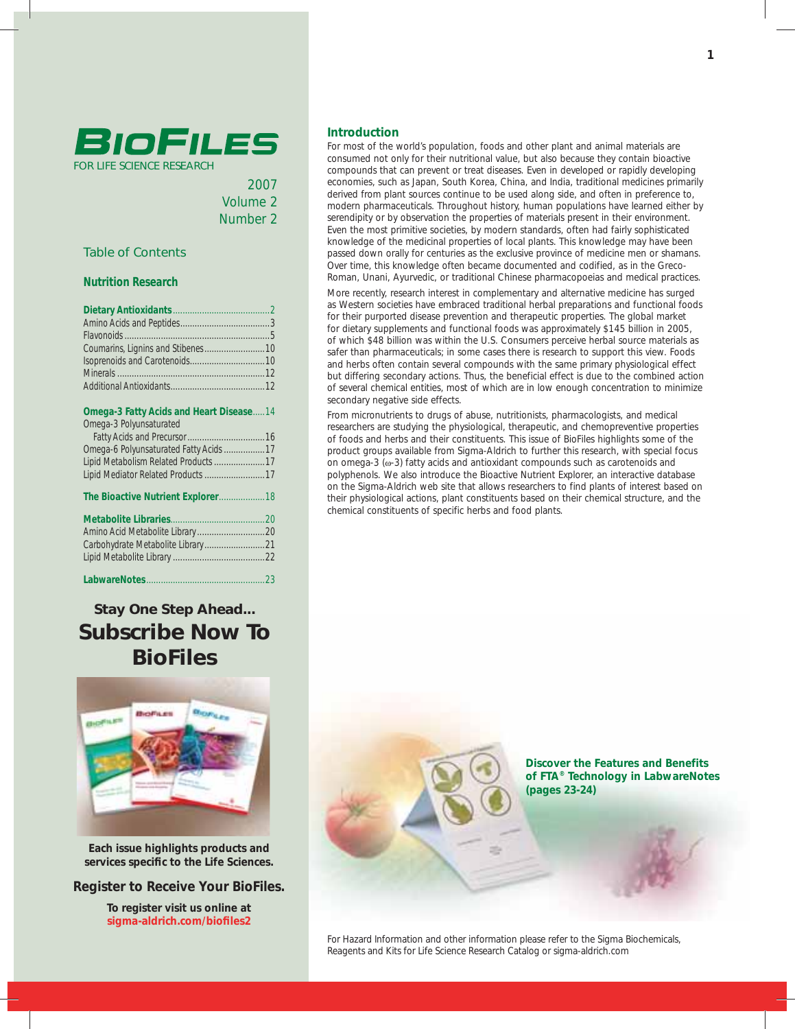# BioFiles

FOR LIFE SCIENCE RESEARCH

2007
Volume 2
Number 2

## Table of Contents

### Nutrition Research

**Dietary Antioxidants** ......2
Amino Acids and Peptides ......3
Flavonoids ......5
Coumarins, Lignins and Stibenes ......10
Isoprenoids and Carotenoids ......10
Minerals ......12
Additional Antioxidants ......12

**Omega-3 Fatty Acids and Heart Disease** ......14
Omega-3 Polyunsaturated Fatty Acids and Precursor ......16
Omega-6 Polyunsaturated Fatty Acids ......17
Lipid Metabolism Related Products ......17
Lipid Mediator Related Products ......17

**The Bioactive Nutrient Explorer** ......18

**Metabolite Libraries** ......20
Amino Acid Metabolite Library ......20
Carbohydrate Metabolite Library ......21
Lipid Metabolite Library ......22

**LabwareNotes** ......23

**Stay One Step Ahead...**
**Subscribe Now To BioFiles**

**Each issue highlights products and services specific to the Life Sciences.**

**Register to Receive Your BioFiles.**

**To register visit us online at sigma-aldrich.com/biofiles2**

## Introduction

For most of the world's population, foods and other plant and animal materials are consumed not only for their nutritional value, but also because they contain bioactive compounds that can prevent or treat diseases. Even in developed or rapidly developing economies, such as Japan, South Korea, China, and India, traditional medicines primarily derived from plant sources continue to be used along side, and often in preference to, modern pharmaceuticals. Throughout history, human populations have learned either by serendipity or by observation the properties of materials present in their environment. Even the most primitive societies, by modern standards, often had fairly sophisticated knowledge of the medicinal properties of local plants. This knowledge may have been passed down orally for centuries as the exclusive province of medicine men or shamans. Over time, this knowledge often became documented and codified, as in the Greco-Roman, Unani, Ayurvedic, or traditional Chinese pharmacopoeias and medical practices.

More recently, research interest in complementary and alternative medicine has surged as Western societies have embraced traditional herbal preparations and functional foods for their purported disease prevention and therapeutic properties. The global market for dietary supplements and functional foods was approximately $145 billion in 2005, of which $48 billion was within the U.S. Consumers perceive herbal source materials as safer than pharmaceuticals; in some cases there is research to support this view. Foods and herbs often contain several compounds with the same primary physiological effect but differing secondary actions. Thus, the beneficial effect is due to the combined action of several chemical entities, most of which are in low enough concentration to minimize secondary negative side effects.

From micronutrients to drugs of abuse, nutritionists, pharmacologists, and medical researchers are studying the physiological, therapeutic, and chemopreventive properties of foods and herbs and their constituents. This issue of BioFiles highlights some of the product groups available from Sigma-Aldrich to further this research, with special focus on omega-3 (ω-3) fatty acids and antioxidant compounds such as carotenoids and polyphenols. We also introduce the Bioactive Nutrient Explorer, an interactive database on the Sigma-Aldrich web site that allows researchers to find plants of interest based on their physiological actions, plant constituents based on their chemical structure, and the chemical constituents of specific herbs and food plants.

**Discover the Features and Benefits of FTA® Technology in LabwareNotes (pages 23-24)**

For Hazard Information and other information please refer to the Sigma Biochemicals, Reagents and Kits for Life Science Research Catalog or sigma-aldrich.com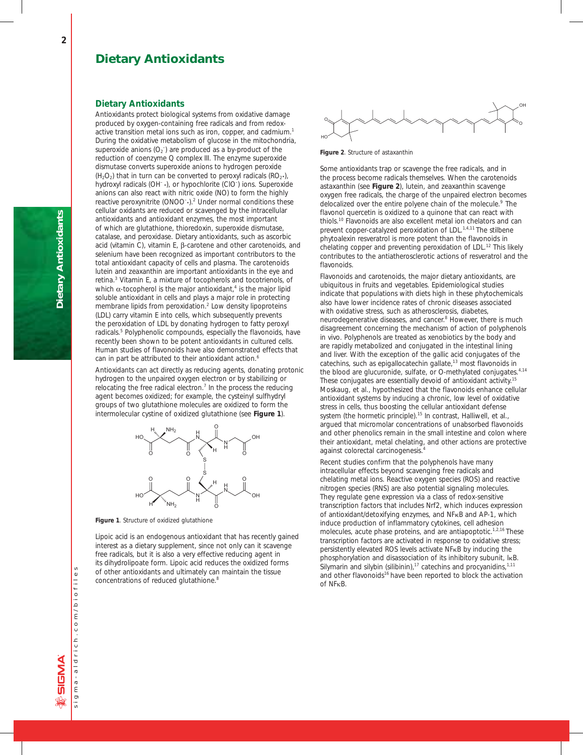# Dietary Antioxidants

## Dietary Antioxidants

Antioxidants protect biological systems from oxidative damage produced by oxygen-containing free radicals and from redox-active transition metal ions such as iron, copper, and cadmium.[1] During the oxidative metabolism of glucose in the mitochondria, superoxide anions ($O_2^-$) are produced as a by-product of the reduction of coenzyme Q complex III. The enzyme superoxide dismutase converts superoxide anions to hydrogen peroxide ($H_2O_2$) that in turn can be converted to peroxyl radicals ($RO_2\bullet$), hydroxyl radicals ($OH^-\bullet$), or hypochlorite ($ClO^-$) ions. Superoxide anions can also react with nitric oxide (NO) to form the highly reactive peroxynitrite ($ONOO^-\bullet$).[2] Under normal conditions these cellular oxidants are reduced or scavenged by the intracellular antioxidants and antioxidant enzymes, the most important of which are glutathione, thioredoxin, superoxide dismutase, catalase, and peroxidase. Dietary antioxidants, such as ascorbic acid (vitamin C), vitamin E, β-carotene and other carotenoids, and selenium have been recognized as important contributors to the total antioxidant capacity of cells and plasma. The carotenoids lutein and zeaxanthin are important antioxidants in the eye and retina.[3] Vitamin E, a mixture of tocopherols and tocotrienols, of which α-tocopherol is the major antioxidant,[4] is the major lipid soluble antioxidant in cells and plays a major role in protecting membrane lipids from peroxidation.[2] Low density lipoproteins (LDL) carry vitamin E into cells, which subsequently prevents the peroxidation of LDL by donating hydrogen to fatty peroxyl radicals.[5] Polyphenolic compounds, especially the flavonoids, have recently been shown to be potent antioxidants in cultured cells. Human studies of flavonoids have also demonstrated effects that can in part be attributed to their antioxidant action.[6]

Antioxidants can act directly as reducing agents, donating protonic hydrogen to the unpaired oxygen electron or by stabilizing or relocating the free radical electron.[7] In the process the reducing agent becomes oxidized; for example, the cysteinyl sulfhydryl groups of two glutathione molecules are oxidized to form the intermolecular cystine of oxidized glutathione (see **Figure 1**).

**Figure 1**. Structure of oxidized glutathione

Lipoic acid is an endogenous antioxidant that has recently gained interest as a dietary supplement, since not only can it scavenge free radicals, but it is also a very effective reducing agent in its dihydrolipoate form. Lipoic acid reduces the oxidized forms of other antioxidants and ultimately can maintain the tissue concentrations of reduced glutathione.[8]

**Figure 2**. Structure of astaxanthin

Some antioxidants trap or scavenge the free radicals, and in the process become radicals themselves. When the carotenoids astaxanthin (see **Figure 2**), lutein, and zeaxanthin scavenge oxygen free radicals, the charge of the unpaired electron becomes delocalized over the entire polyene chain of the molecule.[9] The flavonol quercetin is oxidized to a quinone that can react with thiols.[10] Flavonoids are also excellent metal ion chelators and can prevent copper-catalyzed peroxidation of LDL.[1,4,11] The stilbene phytoalexin resveratrol is more potent than the flavonoids in chelating copper and preventing peroxidation of LDL.[12] This likely contributes to the antiatherosclerotic actions of resveratrol and the flavonoids.

Flavonoids and carotenoids, the major dietary antioxidants, are ubiquitous in fruits and vegetables. Epidemiological studies indicate that populations with diets high in these phytochemicals also have lower incidence rates of chronic diseases associated with oxidative stress, such as atherosclerosis, diabetes, neurodegenerative diseases, and cancer.[8] However, there is much disagreement concerning the mechanism of action of polyphenols in vivo. Polyphenols are treated as xenobiotics by the body and are rapidly metabolized and conjugated in the intestinal lining and liver. With the exception of the gallic acid conjugates of the catechins, such as epigallocatechin gallate,[13] most flavonoids in the blood are glucuronide, sulfate, or O-methylated conjugates.[4,14] These conjugates are essentially devoid of antioxidant activity.[15] Moskaug, et al., hypothesized that the flavonoids enhance cellular antioxidant systems by inducing a chronic, low level of oxidative stress in cells, thus boosting the cellular antioxidant defense system (the hormetic principle).[15] In contrast, Halliwell, et al., argued that micromolar concentrations of unabsorbed flavonoids and other phenolics remain in the small intestine and colon where their antioxidant, metal chelating, and other actions are protective against colorectal carcinogenesis.[4]

Recent studies confirm that the polyphenols have many intracellular effects beyond scavenging free radicals and chelating metal ions. Reactive oxygen species (ROS) and reactive nitrogen species (RNS) are also potential signaling molecules. They regulate gene expression via a class of redox-sensitive transcription factors that includes Nrf2, which induces expression of antioxidant/detoxifying enzymes, and NFκB and AP-1, which induce production of inflammatory cytokines, cell adhesion molecules, acute phase proteins, and are antiapoptotic.[1,2,16] These transcription factors are activated in response to oxidative stress; persistently elevated ROS levels activate NFκB by inducing the phosphorylation and disassociation of its inhibitory subunit, IκB. Silymarin and silybin (silibinin),[17] catechins and procyanidins,[1,11] and other flavonoids[16] have been reported to block the activation of NFκB.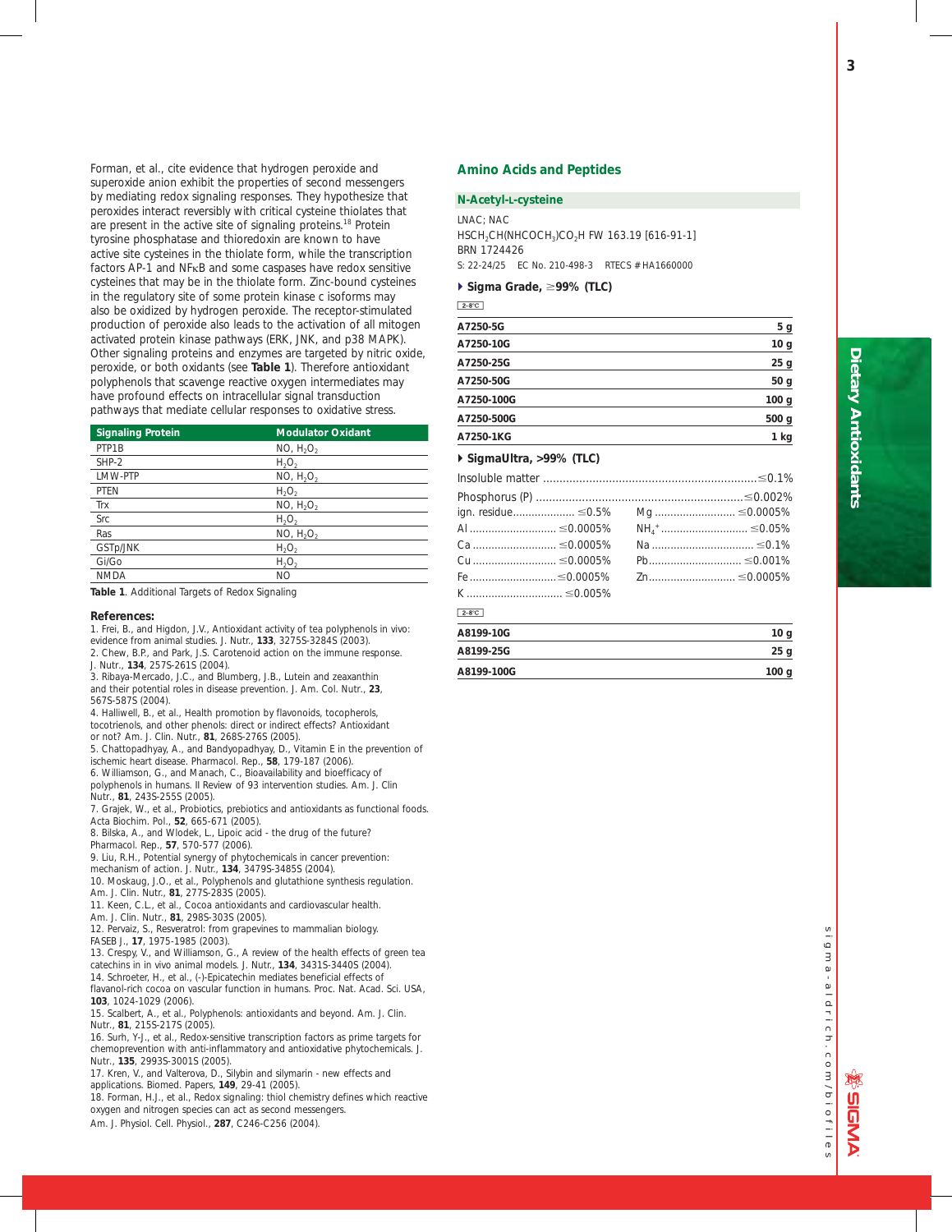Forman, et al., cite evidence that hydrogen peroxide and superoxide anion exhibit the properties of second messengers by mediating redox signaling responses. They hypothesize that peroxides interact reversibly with critical cysteine thiolates that are present in the active site of signaling proteins.[18] Protein tyrosine phosphatase and thioredoxin are known to have active site cysteines in the thiolate form, while the transcription factors AP-1 and NFκB and some caspases have redox sensitive cysteines that may be in the thiolate form. Zinc-bound cysteines in the regulatory site of some protein kinase c isoforms may also be oxidized by hydrogen peroxide. The receptor-stimulated production of peroxide also leads to the activation of all mitogen activated protein kinase pathways (ERK, JNK, and p38 MAPK). Other signaling proteins and enzymes are targeted by nitric oxide, peroxide, or both oxidants (see **Table 1**). Therefore antioxidant polyphenols that scavenge reactive oxygen intermediates may have profound effects on intracellular signal transduction pathways that mediate cellular responses to oxidative stress.

| Signaling Protein | Modulator Oxidant |
|---|---|
| PTP1B | NO, $H_2O_2$ |
| SHP-2 | $H_2O_2$ |
| LMW-PTP | NO, $H_2O_2$ |
| PTEN | $H_2O_2$ |
| Trx | NO, $H_2O_2$ |
| Src | $H_2O_2$ |
| Ras | NO, $H_2O_2$ |
| GSTp/JNK | $H_2O_2$ |
| Gi/Go | $H_2O_2$ |
| NMDA | NO |

**Table 1**. Additional Targets of Redox Signaling

**References:**

1. Frei, B., and Higdon, J.V., Antioxidant activity of tea polyphenols in vivo: evidence from animal studies. J. Nutr., **133**, 3275S-3284S (2003).
2. Chew, B.P., and Park, J.S. Carotenoid action on the immune response. J. Nutr., **134**, 257S-261S (2004).
3. Ribaya-Mercado, J.C., and Blumberg, J.B., Lutein and zeaxanthin and their potential roles in disease prevention. J. Am. Col. Nutr., **23**, 567S-587S (2004).
4. Halliwell, B., et al., Health promotion by flavonoids, tocopherols, tocotrienols, and other phenols: direct or indirect effects? Antioxidant or not? Am. J. Clin. Nutr., **81**, 268S-276S (2005).
5. Chattopadhyay, A., and Bandyopadhyay, D., Vitamin E in the prevention of ischemic heart disease. Pharmacol. Rep., **58**, 179-187 (2006).
6. Williamson, G., and Manach, C., Bioavailability and bioefficacy of polyphenols in humans. II Review of 93 intervention studies. Am. J. Clin Nutr., **81**, 243S-255S (2005).
7. Grajek, W., et al., Probiotics, prebiotics and antioxidants as functional foods. Acta Biochim. Pol., **52**, 665-671 (2005).
8. Bilska, A., and Wlodek, L., Lipoic acid - the drug of the future? Pharmacol. Rep., **57**, 570-577 (2006).
9. Liu, R.H., Potential synergy of phytochemicals in cancer prevention: mechanism of action. J. Nutr., **134**, 3479S-3485S (2004).
10. Moskaug, J.O., et al., Polyphenols and glutathione synthesis regulation. Am. J. Clin. Nutr., **81**, 277S-283S (2005).
11. Keen, C.L., et al., Cocoa antioxidants and cardiovascular health. Am. J. Clin. Nutr., **81**, 298S-303S (2005).
12. Pervaiz, S., Resveratrol: from grapevines to mammalian biology. FASEB J., **17**, 1975-1985 (2003).
13. Crespy, V., and Williamson, G., A review of the health effects of green tea catechins in in vivo animal models. J. Nutr., **134**, 3431S-3440S (2004).
14. Schroeter, H., et al., (-)-Epicatechin mediates beneficial effects of flavanol-rich cocoa on vascular function in humans. Proc. Nat. Acad. Sci. USA, **103**, 1024-1029 (2006).
15. Scalbert, A., et al., Polyphenols: antioxidants and beyond. Am. J. Clin. Nutr., **81**, 215S-217S (2005).
16. Surh, Y-J., et al., Redox-sensitive transcription factors as prime targets for chemoprevention with anti-inflammatory and antioxidative phytochemicals. J. Nutr., **135**, 2993S-3001S (2005).
17. Kren, V., and Valterova, D., Silybin and silymarin - new effects and applications. Biomed. Papers, **149**, 29-41 (2005).
18. Forman, H.J., et al., Redox signaling: thiol chemistry defines which reactive oxygen and nitrogen species can act as second messengers. Am. J. Physiol. Cell. Physiol., **287**, C246-C256 (2004).

## Amino Acids and Peptides

### N-Acetyl-L-cysteine

LNAC; NAC

$HSCH_2CH(NHCOCH_3)CO_2H$ FW 163.19 [616-91-1]

BRN 1724426

S: 22-24/25 EC No. 210-498-3 RTECS # HA1660000

**Sigma Grade, ≥99% (TLC)**

2-8°C

| | |
|---|---|
| A7250-5G | 5 g |
| A7250-10G | 10 g |
| A7250-25G | 25 g |
| A7250-50G | 50 g |
| A7250-100G | 100 g |
| A7250-500G | 500 g |
| A7250-1KG | 1 kg |

**SigmaUltra, >99% (TLC)**

Insoluble matter ≤0.1%

Phosphorus (P) ≤0.002%

| | | | |
|---|---|---|---|
| ign. residue | ≤0.5% | Mg | ≤0.0005% |
| Al | ≤0.0005% | $NH_4^+$ | ≤0.05% |
| Ca | ≤0.0005% | Na | ≤0.1% |
| Cu | ≤0.0005% | Pb | ≤0.001% |
| Fe | ≤0.0005% | Zn | ≤0.0005% |
| K | ≤0.005% | | |

2-8°C

| | |
|---|---|
| A8199-10G | 10 g |
| A8199-25G | 25 g |
| A8199-100G | 100 g |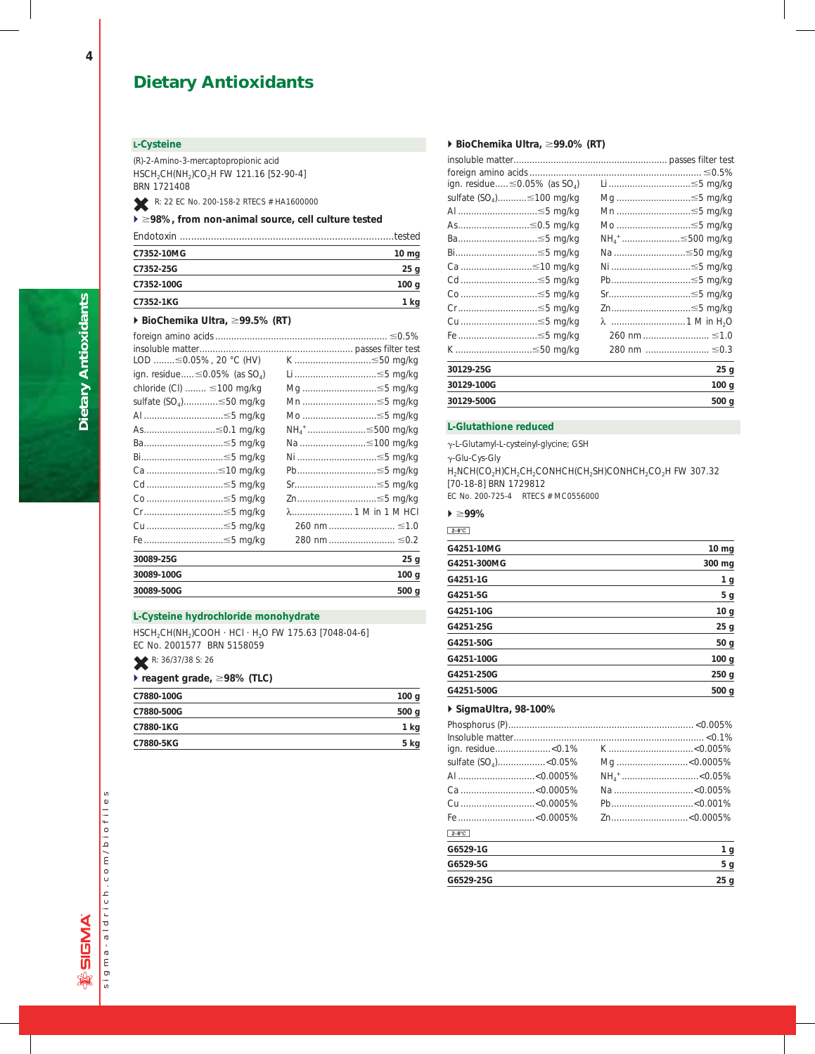# Dietary Antioxidants

## L-Cysteine

(R)-2-Amino-3-mercaptopropionic acid
$HSCH_2CH(NH_2)CO_2H$ FW 121.16 [52-90-4]
BRN 1721408

R: 22 EC No. 200-158-2 RTECS # HA1600000

### ≥98%, from non-animal source, cell culture tested

Endotoxin ..... tested

| | |
|---|---|
| C7352-10MG | 10 mg |
| C7352-25G | 25 g |
| C7352-100G | 100 g |
| C7352-1KG | 1 kg |

### BioChemika Ultra, ≥99.5% (RT)

foreign amino acids ..... ≤0.5%
insoluble matter ..... passes filter test

| | |
|---|---|
| LOD ..... ≤0.05%, 20 °C (HV) | K ..... ≤50 mg/kg |
| ign. residue ..... ≤0.05% (as $SO_4$) | Li ..... ≤5 mg/kg |
| chloride (Cl) ..... ≤100 mg/kg | Mg ..... ≤5 mg/kg |
| sulfate ($SO_4$) ..... ≤50 mg/kg | Mn ..... ≤5 mg/kg |
| Al ..... ≤5 mg/kg | Mo ..... ≤5 mg/kg |
| As ..... ≤0.1 mg/kg | $NH_4^+$ ..... ≤500 mg/kg |
| Ba ..... ≤5 mg/kg | Na ..... ≤100 mg/kg |
| Bi ..... ≤5 mg/kg | Ni ..... ≤5 mg/kg |
| Ca ..... ≤10 mg/kg | Pb ..... ≤5 mg/kg |
| Cd ..... ≤5 mg/kg | Sr ..... ≤5 mg/kg |
| Co ..... ≤5 mg/kg | Zn ..... ≤5 mg/kg |
| Cr ..... ≤5 mg/kg | λ ..... 1 M in 1 M HCl |
| Cu ..... ≤5 mg/kg | 260 nm ..... ≤1.0 |
| Fe ..... ≤5 mg/kg | 280 nm ..... ≤0.2 |

| | |
|---|---|
| 30089-25G | 25 g |
| 30089-100G | 100 g |
| 30089-500G | 500 g |

## L-Cysteine hydrochloride monohydrate

$HSCH_2CH(NH_2)COOH \cdot HCl \cdot H_2O$ FW 175.63 [7048-04-6]
EC No. 2001577 BRN 5158059

R: 36/37/38 S: 26

### reagent grade, ≥98% (TLC)

| | |
|---|---|
| C7880-100G | 100 g |
| C7880-500G | 500 g |
| C7880-1KG | 1 kg |
| C7880-5KG | 5 kg |

### BioChemika Ultra, ≥99.0% (RT)

insoluble matter ..... passes filter test
foreign amino acids ..... ≤0.5%

| | |
|---|---|
| ign. residue ..... ≤0.05% (as $SO_4$) | Li ..... ≤5 mg/kg |
| sulfate ($SO_4$) ..... ≤100 mg/kg | Mg ..... ≤5 mg/kg |
| Al ..... ≤5 mg/kg | Mn ..... ≤5 mg/kg |
| As ..... ≤0.5 mg/kg | Mo ..... ≤5 mg/kg |
| Ba ..... ≤5 mg/kg | $NH_4^+$ ..... ≤500 mg/kg |
| Bi ..... ≤5 mg/kg | Na ..... ≤50 mg/kg |
| Ca ..... ≤10 mg/kg | Ni ..... ≤5 mg/kg |
| Cd ..... ≤5 mg/kg | Pb ..... ≤5 mg/kg |
| Co ..... ≤5 mg/kg | Sr ..... ≤5 mg/kg |
| Cr ..... ≤5 mg/kg | Zn ..... ≤5 mg/kg |
| Cu ..... ≤5 mg/kg | λ ..... 1 M in $H_2O$ |
| Fe ..... ≤5 mg/kg | 260 nm ..... ≤1.0 |
| K ..... ≤50 mg/kg | 280 nm ..... ≤0.3 |

| | |
|---|---|
| 30129-25G | 25 g |
| 30129-100G | 100 g |
| 30129-500G | 500 g |

## L-Glutathione reduced

γ-L-Glutamyl-L-cysteinyl-glycine; GSH
γ-Glu-Cys-Gly
$H_2NCH(CO_2H)CH_2CH_2CONHCH(CH_2SH)CONHCH_2CO_2H$ FW 307.32
[70-18-8] BRN 1729812
EC No. 200-725-4 RTECS # MC0556000

### ≥99%

2-8°C

| | |
|---|---|
| G4251-10MG | 10 mg |
| G4251-300MG | 300 mg |
| G4251-1G | 1 g |
| G4251-5G | 5 g |
| G4251-10G | 10 g |
| G4251-25G | 25 g |
| G4251-50G | 50 g |
| G4251-100G | 100 g |
| G4251-250G | 250 g |
| G4251-500G | 500 g |

### SigmaUltra, 98-100%

Phosphorus (P) ..... <0.005%
Insoluble matter ..... <0.1%

| | |
|---|---|
| ign. residue ..... <0.1% | K ..... <0.005% |
| sulfate ($SO_4$) ..... <0.05% | Mg ..... <0.0005% |
| Al ..... <0.0005% | $NH_4^+$ ..... <0.05% |
| Ca ..... <0.0005% | Na ..... <0.005% |
| Cu ..... <0.0005% | Pb ..... <0.001% |
| Fe ..... <0.0005% | Zn ..... <0.0005% |

2-8°C

| | |
|---|---|
| G6529-1G | 1 g |
| G6529-5G | 5 g |
| G6529-25G | 25 g |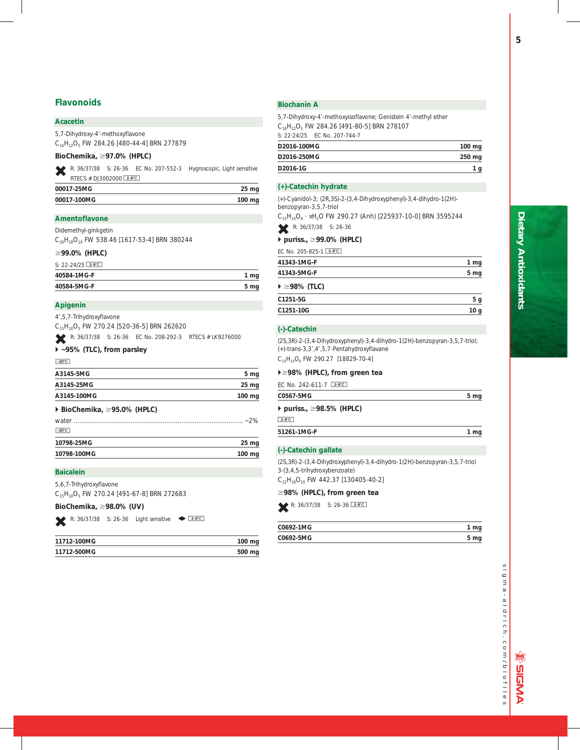# Flavonoids

## Acacetin

5,7-Dihydroxy-4′-methoxyflavone

$C_{16}H_{12}O_5$ FW 284.26 [480-44-4] BRN 277879

**BioChemika, ≥97.0% (HPLC)**

R: 36/37/38 S: 26-36 EC No. 207-552-3 Hygroscopic, Light sensitive

RTECS # DJ3002000 2-8°C

| | |
|---|---|
| **00017-25MG** | **25 mg** |
| **00017-100MG** | **100 mg** |

## Amentoflavone

Didemethyl-ginkgetin

$C_{30}H_{18}O_{10}$ FW 538.46 [1617-53-4] BRN 380244

**≥99.0% (HPLC)**

S: 22-24/25 2-8°C

| | |
|---|---|
| **40584-1MG-F** | **1 mg** |
| **40584-5MG-F** | **5 mg** |

## Apigenin

4′,5,7-Trihydroxyflavone

$C_{15}H_{10}O_5$ FW 270.24 [520-36-5] BRN 262620

R: 36/37/38 S: 26-36 EC No. 208-292-3 RTECS # LK9276000

**~95% (TLC), from parsley**

−20°C

| | |
|---|---|
| **A3145-5MG** | **5 mg** |
| **A3145-25MG** | **25 mg** |
| **A3145-100MG** | **100 mg** |

**BioChemika, ≥95.0% (HPLC)**

water ........................................ ~2%

−20°C

| | |
|---|---|
| **10798-25MG** | **25 mg** |
| **10798-100MG** | **100 mg** |

## Baicalein

5,6,7-Trihydroxyflavone

$C_{15}H_{10}O_5$ FW 270.24 [491-67-8] BRN 272683

**BioChemika, ≥98.0% (UV)**

R: 36/37/38 S: 26-36 Light sensitive 2-8°C

| | |
|---|---|
| **11712-100MG** | **100 mg** |
| **11712-500MG** | **500 mg** |

## Biochanin A

5,7-Dihydroxy-4′-methoxyisoflavone; Genistein 4′-methyl ether

$C_{16}H_{12}O_5$ FW 284.26 [491-80-5] BRN 278107

S: 22-24/25 EC No. 207-744-7

| | |
|---|---|
| **D2016-100MG** | **100 mg** |
| **D2016-250MG** | **250 mg** |
| **D2016-1G** | **1 g** |

## (+)-Catechin hydrate

(+)-Cyanidol-3; (2R,3S)-2-(3,4-Dihydroxyphenyl)-3,4-dihydro-1(2H)-benzopyran-3,5,7-triol

$C_{15}H_{14}O_6 \cdot xH_2O$ FW 290.27 (Anh) [225937-10-0] BRN 3595244

R: 36/37/38 S: 26-36

**puriss., ≥99.0% (HPLC)**

EC No. 205-825-1 2-8°C

| | |
|---|---|
| **41343-1MG-F** | **1 mg** |
| **41343-5MG-F** | **5 mg** |

**≥98% (TLC)**

| | |
|---|---|
| **C1251-5G** | **5 g** |
| **C1251-10G** | **10 g** |

## (-)-Catechin

(2S,3R)-2-(3,4-Dihydroxyphenyl)-3,4-dihydro-1(2H)-benzopyran-3,5,7-triol; (+)-trans-3,3′,4′,5,7-Pentahydroxyflavane

$C_{15}H_{14}O_6$ FW 290.27 [18829-70-4]

**≥98% (HPLC), from green tea**

EC No. 242-611-7 2-8°C

| | |
|---|---|
| **C0567-5MG** | **5 mg** |

**puriss., ≥98.5% (HPLC)**

2-8°C

| | |
|---|---|
| **51261-1MG-F** | **1 mg** |

## (-)-Catechin gallate

(2S,3R)-2-(3,4-Dihydroxyphenyl)-3,4-dihydro-1(2H)-benzopyran-3,5,7-triol 3-(3,4,5-trihydroxybenzoate)

$C_{22}H_{18}O_{10}$ FW 442.37 [130405-40-2]

**≥98% (HPLC), from green tea**

R: 36/37/38 S: 26-36 2-8°C

| | |
|---|---|
| **C0692-1MG** | **1 mg** |
| **C0692-5MG** | **5 mg** |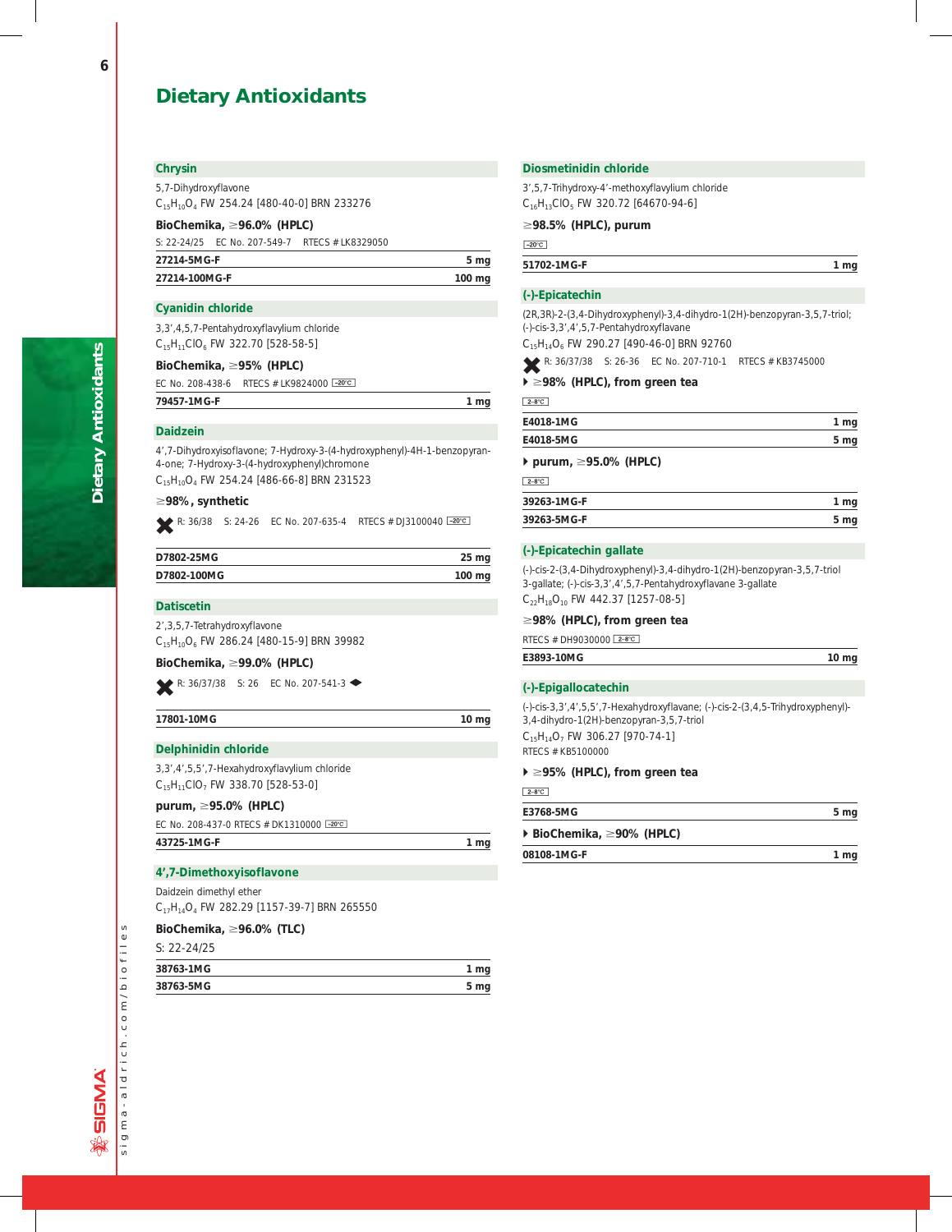# Dietary Antioxidants

## Chrysin

5,7-Dihydroxyflavone

$C_{15}H_{10}O_4$ FW 254.24 [480-40-0] BRN 233276

**BioChemika, ≥96.0% (HPLC)**

S: 22-24/25 EC No. 207-549-7 RTECS # LK8329050

| | |
|---|---|
| 27214-5MG-F | 5 mg |
| 27214-100MG-F | 100 mg |

## Cyanidin chloride

3,3',4,5,7-Pentahydroxyflavylium chloride

$C_{15}H_{11}ClO_6$ FW 322.70 [528-58-5]

**BioChemika, ≥95% (HPLC)**

EC No. 208-438-6 RTECS # LK9824000 -20°C

| | |
|---|---|
| 79457-1MG-F | 1 mg |

## Daidzein

4',7-Dihydroxyisoflavone; 7-Hydroxy-3-(4-hydroxyphenyl)-4H-1-benzopyran-4-one; 7-Hydroxy-3-(4-hydroxyphenyl)chromone

$C_{15}H_{10}O_4$ FW 254.24 [486-66-8] BRN 231523

**≥98%, synthetic**

R: 36/38 S: 24-26 EC No. 207-635-4 RTECS # DJ3100040 -20°C

| | |
|---|---|
| D7802-25MG | 25 mg |
| D7802-100MG | 100 mg |

## Datiscetin

2',3,5,7-Tetrahydroxyflavone

$C_{15}H_{10}O_6$ FW 286.24 [480-15-9] BRN 39982

**BioChemika, ≥99.0% (HPLC)**

R: 36/37/38 S: 26 EC No. 207-541-3

| | |
|---|---|
| 17801-10MG | 10 mg |

## Delphinidin chloride

3,3',4',5,5',7-Hexahydroxyflavylium chloride

$C_{15}H_{11}ClO_7$ FW 338.70 [528-53-0]

**purum, ≥95.0% (HPLC)**

EC No. 208-437-0 RTECS # DK1310000 -20°C

| | |
|---|---|
| 43725-1MG-F | 1 mg |

## 4',7-Dimethoxyisoflavone

Daidzein dimethyl ether

$C_{17}H_{14}O_4$ FW 282.29 [1157-39-7] BRN 265550

**BioChemika, ≥96.0% (TLC)**

S: 22-24/25

| | |
|---|---|
| 38763-1MG | 1 mg |
| 38763-5MG | 5 mg |

## Diosmetinidin chloride

3',5,7-Trihydroxy-4'-methoxyflavylium chloride

$C_{16}H_{13}ClO_5$ FW 320.72 [64670-94-6]

**≥98.5% (HPLC), purum**

-20°C

| | |
|---|---|
| 51702-1MG-F | 1 mg |

## (-)-Epicatechin

(2R,3R)-2-(3,4-Dihydroxyphenyl)-3,4-dihydro-1(2H)-benzopyran-3,5,7-triol; (-)-cis-3,3',4',5,7-Pentahydroxyflavane

$C_{15}H_{14}O_6$ FW 290.27 [490-46-0] BRN 92760

R: 36/37/38 S: 26-36 EC No. 207-710-1 RTECS # KB3745000

**≥98% (HPLC), from green tea**

2-8°C

| | |
|---|---|
| E4018-1MG | 1 mg |
| E4018-5MG | 5 mg |

**purum, ≥95.0% (HPLC)**

2-8°C

| | |
|---|---|
| 39263-1MG-F | 1 mg |
| 39263-5MG-F | 5 mg |

## (-)-Epicatechin gallate

(-)-cis-2-(3,4-Dihydroxyphenyl)-3,4-dihydro-1(2H)-benzopyran-3,5,7-triol 3-gallate; (-)-cis-3,3',4',5,7-Pentahydroxyflavane 3-gallate

$C_{22}H_{18}O_{10}$ FW 442.37 [1257-08-5]

**≥98% (HPLC), from green tea**

RTECS # DH9030000 2-8°C

| | |
|---|---|
| E3893-10MG | 10 mg |

## (-)-Epigallocatechin

(-)-cis-3,3',4',5,5',7-Hexahydroxyflavane; (-)-cis-2-(3,4,5-Trihydroxyphenyl)-3,4-dihydro-1(2H)-benzopyran-3,5,7-triol

$C_{15}H_{14}O_7$ FW 306.27 [970-74-1]

RTECS # KB5100000

**≥95% (HPLC), from green tea**

2-8°C

| | |
|---|---|
| E3768-5MG | 5 mg |

**BioChemika, ≥90% (HPLC)**

| | |
|---|---|
| 08108-1MG-F | 1 mg |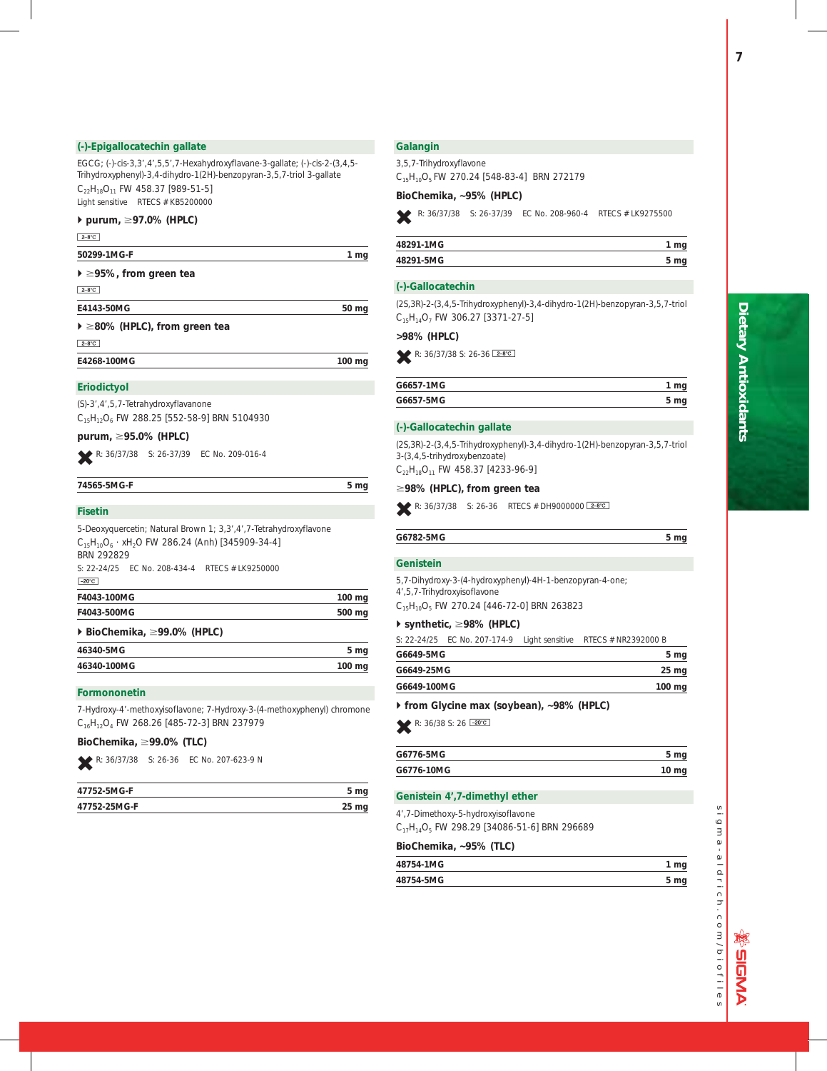## (-)-Epigallocatechin gallate

EGCG; (-)-cis-3,3',4',5,5',7-Hexahydroxyflavane-3-gallate; (-)-cis-2-(3,4,5-Trihydroxyphenyl)-3,4-dihydro-1(2H)-benzopyran-3,5,7-triol 3-gallate

$C_{22}H_{18}O_{11}$ FW 458.37 [989-51-5]

Light sensitive RTECS # KB5200000

**purum, ≥97.0% (HPLC)**

2-8°C

| | |
|---|---|
| 50299-1MG-F | 1 mg |

**≥95%, from green tea**

2-8°C

| | |
|---|---|
| E4143-50MG | 50 mg |

**≥80% (HPLC), from green tea**

2-8°C

| | |
|---|---|
| E4268-100MG | 100 mg |

## Eriodictyol

(S)-3',4',5,7-Tetrahydroxyflavanone

$C_{15}H_{12}O_6$ FW 288.25 [552-58-9] BRN 5104930

**purum, ≥95.0% (HPLC)**

R: 36/37/38 S: 26-37/39 EC No. 209-016-4

| | |
|---|---|
| 74565-5MG-F | 5 mg |

## Fisetin

5-Deoxyquercetin; Natural Brown 1; 3,3',4',7-Tetrahydroxyflavone

$C_{15}H_{10}O_6 \cdot xH_2O$ FW 286.24 (Anh) [345909-34-4]

BRN 292829

S: 22-24/25 EC No. 208-434-4 RTECS # LK9250000

-20°C

| | |
|---|---|
| F4043-100MG | 100 mg |
| F4043-500MG | 500 mg |

**BioChemika, ≥99.0% (HPLC)**

| | |
|---|---|
| 46340-5MG | 5 mg |
| 46340-100MG | 100 mg |

## Formononetin

7-Hydroxy-4'-methoxyisoflavone; 7-Hydroxy-3-(4-methoxyphenyl) chromone

$C_{16}H_{12}O_4$ FW 268.26 [485-72-3] BRN 237979

**BioChemika, ≥99.0% (TLC)**

R: 36/37/38 S: 26-36 EC No. 207-623-9 N

| | |
|---|---|
| 47752-5MG-F | 5 mg |
| 47752-25MG-F | 25 mg |

## Galangin

3,5,7-Trihydroxyflavone

$C_{15}H_{10}O_5$ FW 270.24 [548-83-4] BRN 272179

**BioChemika, ~95% (HPLC)**

R: 36/37/38 S: 26-37/39 EC No. 208-960-4 RTECS # LK9275500

| | |
|---|---|
| 48291-1MG | 1 mg |
| 48291-5MG | 5 mg |

## (-)-Gallocatechin

(2S,3R)-2-(3,4,5-Trihydroxyphenyl)-3,4-dihydro-1(2H)-benzopyran-3,5,7-triol

$C_{15}H_{14}O_7$ FW 306.27 [3371-27-5]

**>98% (HPLC)**

R: 36/37/38 S: 26-36 2-8°C

| | |
|---|---|
| G6657-1MG | 1 mg |
| G6657-5MG | 5 mg |

## (-)-Gallocatechin gallate

(2S,3R)-2-(3,4,5-Trihydroxyphenyl)-3,4-dihydro-1(2H)-benzopyran-3,5,7-triol 3-(3,4,5-trihydroxybenzoate)

$C_{22}H_{18}O_{11}$ FW 458.37 [4233-96-9]

**≥98% (HPLC), from green tea**

R: 36/37/38 S: 26-36 RTECS # DH9000000 2-8°C

| | |
|---|---|
| G6782-5MG | 5 mg |

## Genistein

5,7-Dihydroxy-3-(4-hydroxyphenyl)-4H-1-benzopyran-4-one; 4',5,7-Trihydroxyisoflavone

$C_{15}H_{10}O_5$ FW 270.24 [446-72-0] BRN 263823

**synthetic, ≥98% (HPLC)**

S: 22-24/25 EC No. 207-174-9 Light sensitive RTECS # NR2392000 B

| | |
|---|---|
| G6649-5MG | 5 mg |
| G6649-25MG | 25 mg |
| G6649-100MG | 100 mg |

**from Glycine max (soybean), ~98% (HPLC)**

R: 36/38 S: 26 -20°C

| | |
|---|---|
| G6776-5MG | 5 mg |
| G6776-10MG | 10 mg |

## Genistein 4',7-dimethyl ether

4',7-Dimethoxy-5-hydroxyisoflavone

$C_{17}H_{14}O_5$ FW 298.29 [34086-51-6] BRN 296689

**BioChemika, ~95% (TLC)**

| | |
|---|---|
| 48754-1MG | 1 mg |
| 48754-5MG | 5 mg |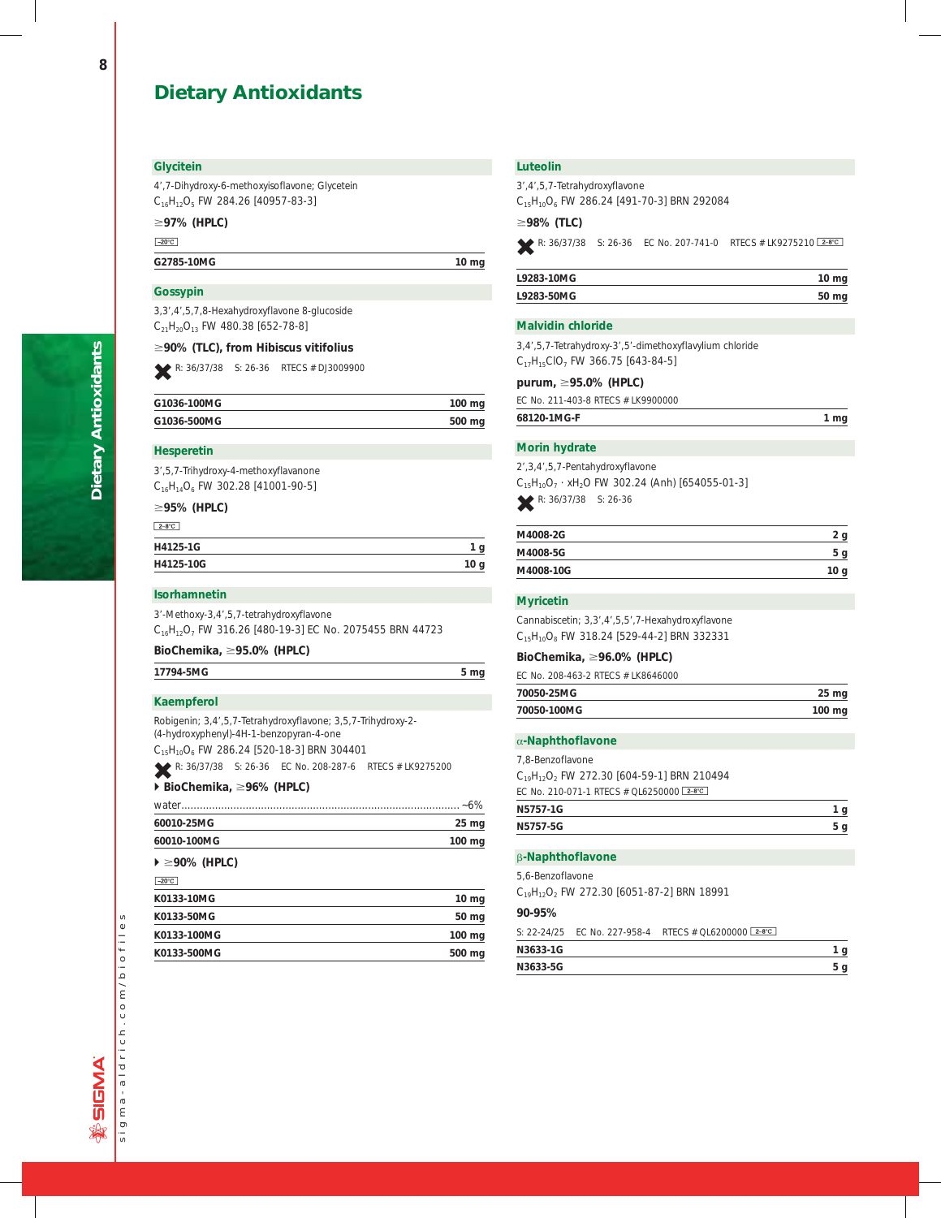# Dietary Antioxidants

## Glycitein

4',7-Dihydroxy-6-methoxyisoflavone; Glycetein
$C_{16}H_{12}O_5$ FW 284.26 [40957-83-3]

**≥97% (HPLC)**

-20°C

| G2785-10MG | 10 mg |
|---|---|

## Gossypin

3,3',4',5,7,8-Hexahydroxyflavone 8-glucoside
$C_{21}H_{20}O_{13}$ FW 480.38 [652-78-8]

**≥90% (TLC), from Hibiscus vitifolius**

R: 36/37/38 S: 26-36 RTECS # DJ3009900

| G1036-100MG | 100 mg |
|---|---|
| G1036-500MG | 500 mg |

## Hesperetin

3',5,7-Trihydroxy-4-methoxyflavanone
$C_{16}H_{14}O_6$ FW 302.28 [41001-90-5]

**≥95% (HPLC)**

2-8°C

| H4125-1G | 1 g |
|---|---|
| H4125-10G | 10 g |

## Isorhamnetin

3'-Methoxy-3,4',5,7-tetrahydroxyflavone
$C_{16}H_{12}O_7$ FW 316.26 [480-19-3] EC No. 2075455 BRN 44723

**BioChemika, ≥95.0% (HPLC)**

| 17794-5MG | 5 mg |
|---|---|

## Kaempferol

Robigenin; 3,4',5,7-Tetrahydroxyflavone; 3,5,7-Trihydroxy-2-(4-hydroxyphenyl)-4H-1-benzopyran-4-one
$C_{15}H_{10}O_6$ FW 286.24 [520-18-3] BRN 304401

R: 36/37/38 S: 26-36 EC No. 208-287-6 RTECS # LK9275200

**BioChemika, ≥96% (HPLC)**

water ........................................ ~6%

| 60010-25MG | 25 mg |
|---|---|
| 60010-100MG | 100 mg |

**≥90% (HPLC)**

-20°C

| K0133-10MG | 10 mg |
|---|---|
| K0133-50MG | 50 mg |
| K0133-100MG | 100 mg |
| K0133-500MG | 500 mg |

## Luteolin

3',4',5,7-Tetrahydroxyflavone
$C_{15}H_{10}O_6$ FW 286.24 [491-70-3] BRN 292084

**≥98% (TLC)**

R: 36/37/38 S: 26-36 EC No. 207-741-0 RTECS # LK9275210 2-8°C

| L9283-10MG | 10 mg |
|---|---|
| L9283-50MG | 50 mg |

## Malvidin chloride

3,4',5,7-Tetrahydroxy-3',5'-dimethoxyflavylium chloride
$C_{17}H_{15}ClO_7$ FW 366.75 [643-84-5]

**purum, ≥95.0% (HPLC)**

EC No. 211-403-8 RTECS # LK9900000

| 68120-1MG-F | 1 mg |
|---|---|

## Morin hydrate

2',3,4',5,7-Pentahydroxyflavone
$C_{15}H_{10}O_7 \cdot xH_2O$ FW 302.24 (Anh) [654055-01-3]

R: 36/37/38 S: 26-36

| M4008-2G | 2 g |
|---|---|
| M4008-5G | 5 g |
| M4008-10G | 10 g |

## Myricetin

Cannabiscetin; 3,3',4',5,5',7-Hexahydroxyflavone
$C_{15}H_{10}O_8$ FW 318.24 [529-44-2] BRN 332331

**BioChemika, ≥96.0% (HPLC)**

EC No. 208-463-2 RTECS # LK8646000

| 70050-25MG | 25 mg |
|---|---|
| 70050-100MG | 100 mg |

## α-Naphthoflavone

7,8-Benzoflavone
$C_{19}H_{12}O_2$ FW 272.30 [604-59-1] BRN 210494

EC No. 210-071-1 RTECS # QL6250000 2-8°C

| N5757-1G | 1 g |
|---|---|
| N5757-5G | 5 g |

## β-Naphthoflavone

5,6-Benzoflavone
$C_{19}H_{12}O_2$ FW 272.30 [6051-87-2] BRN 18991

**90-95%**

S: 22-24/25 EC No. 227-958-4 RTECS # QL6200000 2-8°C

| N3633-1G | 1 g |
|---|---|
| N3633-5G | 5 g |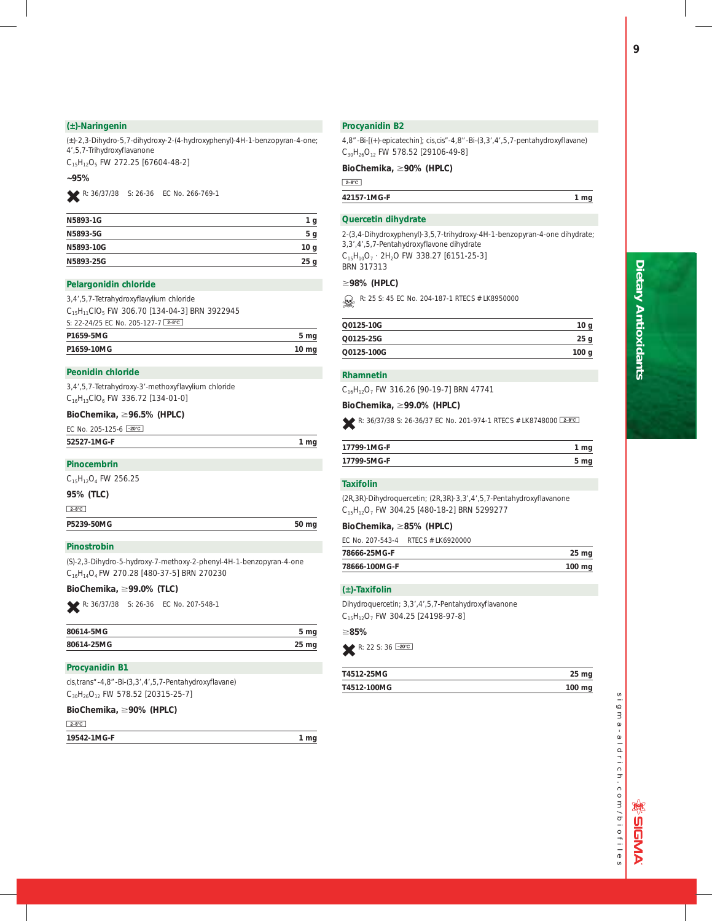## (±)-Naringenin

(±)-2,3-Dihydro-5,7-dihydroxy-2-(4-hydroxyphenyl)-4H-1-benzopyran-4-one; 4′,5,7-Trihydroxyflavanone

$C_{15}H_{12}O_5$ FW 272.25 [67604-48-2]

**~95%**

R: 36/37/38 S: 26-36 EC No. 266-769-1

| | |
|---|---|
| N5893-1G | 1 g |
| N5893-5G | 5 g |
| N5893-10G | 10 g |
| N5893-25G | 25 g |

## Pelargonidin chloride

3,4′,5,7-Tetrahydroxyflavylium chloride

$C_{15}H_{11}ClO_5$ FW 306.70 [134-04-3] BRN 3922945

S: 22-24/25 EC No. 205-127-7 2-8°C

| | |
|---|---|
| P1659-5MG | 5 mg |
| P1659-10MG | 10 mg |

## Peonidin chloride

3,4′,5,7-Tetrahydroxy-3′-methoxyflavylium chloride

$C_{16}H_{13}ClO_6$ FW 336.72 [134-01-0]

**BioChemika, ≥96.5% (HPLC)**

EC No. 205-125-6 -20°C

| | |
|---|---|
| 52527-1MG-F | 1 mg |

## Pinocembrin

$C_{15}H_{12}O_4$ FW 256.25

**95% (TLC)**

2-8°C

| | |
|---|---|
| P5239-50MG | 50 mg |

## Pinostrobin

(S)-2,3-Dihydro-5-hydroxy-7-methoxy-2-phenyl-4H-1-benzopyran-4-one

$C_{16}H_{14}O_4$ FW 270.28 [480-37-5] BRN 270230

**BioChemika, ≥99.0% (TLC)**

R: 36/37/38 S: 26-36 EC No. 207-548-1

| | |
|---|---|
| 80614-5MG | 5 mg |
| 80614-25MG | 25 mg |

## Procyanidin B1

cis,trans"-4,8"-Bi-(3,3′,4′,5,7-Pentahydroxyflavane)

$C_{30}H_{26}O_{12}$ FW 578.52 [20315-25-7]

**BioChemika, ≥90% (HPLC)**

2-8°C

| | |
|---|---|
| 19542-1MG-F | 1 mg |

## Procyanidin B2

4,8"-Bi-[(+)-epicatechin]; cis,cis"-4,8"-Bi-(3,3′,4′,5,7-pentahydroxyflavane)

$C_{30}H_{26}O_{12}$ FW 578.52 [29106-49-8]

**BioChemika, ≥90% (HPLC)**

2-8°C

| | |
|---|---|
| 42157-1MG-F | 1 mg |

## Quercetin dihydrate

2-(3,4-Dihydroxyphenyl)-3,5,7-trihydroxy-4H-1-benzopyran-4-one dihydrate; 3,3′,4′,5,7-Pentahydroxyflavone dihydrate

$C_{15}H_{10}O_7 \cdot 2H_2O$ FW 338.27 [6151-25-3]

BRN 317313

**≥98% (HPLC)**

R: 25 S: 45 EC No. 204-187-1 RTECS # LK8950000

| | |
|---|---|
| Q0125-10G | 10 g |
| Q0125-25G | 25 g |
| Q0125-100G | 100 g |

## Rhamnetin

$C_{16}H_{12}O_7$ FW 316.26 [90-19-7] BRN 47741

**BioChemika, ≥99.0% (HPLC)**

R: 36/37/38 S: 26-36/37 EC No. 201-974-1 RTECS # LK8748000 2-8°C

| | |
|---|---|
| 17799-1MG-F | 1 mg |
| 17799-5MG-F | 5 mg |

## Taxifolin

(2R,3R)-Dihydroquercetin; (2R,3R)-3,3′,4′,5,7-Pentahydroxyflavanone

$C_{15}H_{12}O_7$ FW 304.25 [480-18-2] BRN 5299277

**BioChemika, ≥85% (HPLC)**

EC No. 207-543-4 RTECS # LK6920000

| | |
|---|---|
| 78666-25MG-F | 25 mg |
| 78666-100MG-F | 100 mg |

## (±)-Taxifolin

Dihydroquercetin; 3,3′,4′,5,7-Pentahydroxyflavanone

$C_{15}H_{12}O_7$ FW 304.25 [24198-97-8]

**≥85%**

R: 22 S: 36 -20°C

| | |
|---|---|
| T4512-25MG | 25 mg |
| T4512-100MG | 100 mg |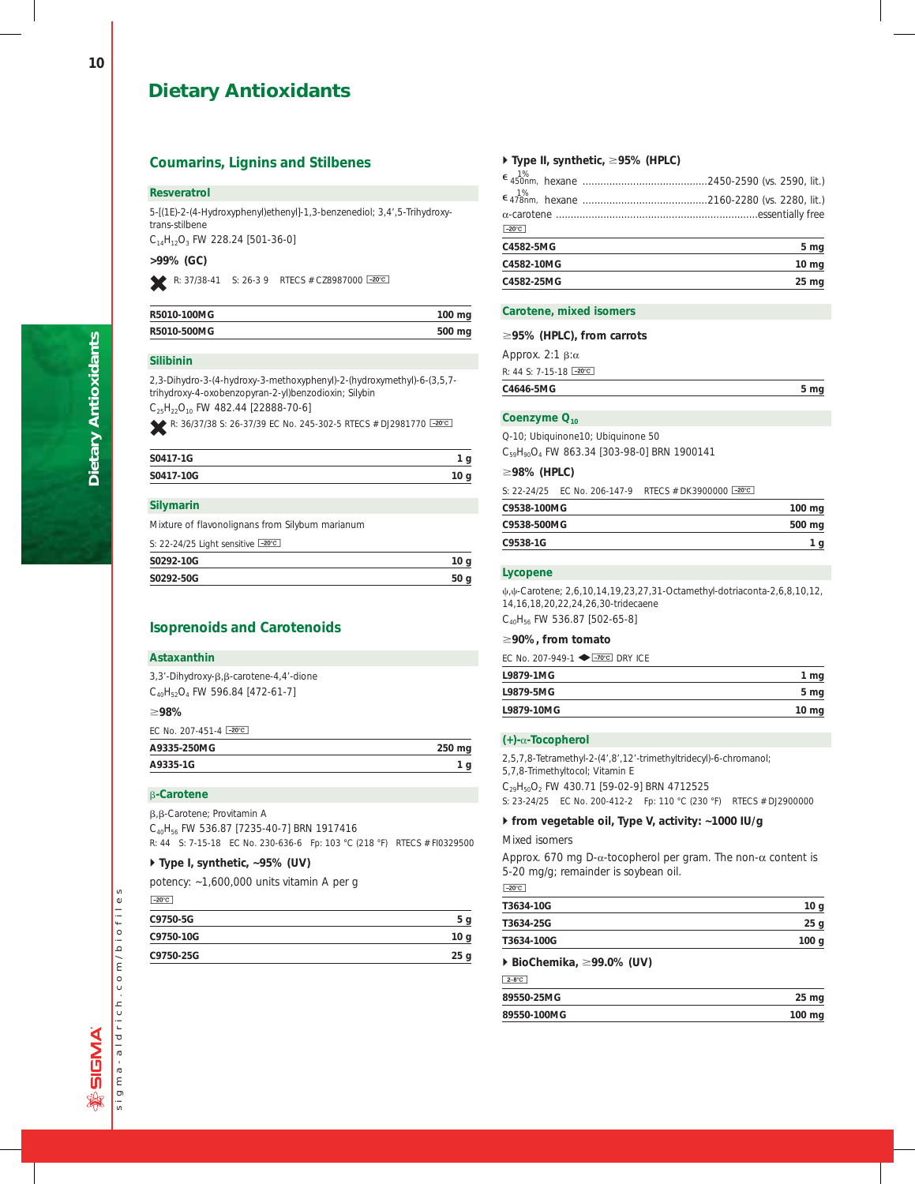# Dietary Antioxidants

## Coumarins, Lignins and Stilbenes

### Resveratrol

5-[(1E)-2-(4-Hydroxyphenyl)ethenyl]-1,3-benzenediol; 3,4′,5-Trihydroxy-trans-stilbene

$C_{14}H_{12}O_3$ FW 228.24 [501-36-0]

**>99% (GC)**

R: 37/38-41 S: 26-3 9 RTECS # CZ8987000 -20°C

| | |
|---|---|
| R5010-100MG | 100 mg |
| R5010-500MG | 500 mg |

### Silibinin

2,3-Dihydro-3-(4-hydroxy-3-methoxyphenyl)-2-(hydroxymethyl)-6-(3,5,7-trihydroxy-4-oxobenzopyran-2-yl)benzodioxin; Silybin

$C_{25}H_{22}O_{10}$ FW 482.44 [22888-70-6]

R: 36/37/38 S: 26-37/39 EC No. 245-302-5 RTECS # DJ2981770 -20°C

| | |
|---|---|
| S0417-1G | 1 g |
| S0417-10G | 10 g |

### Silymarin

Mixture of flavonolignans from Silybum marianum

S: 22-24/25 Light sensitive -20°C

| | |
|---|---|
| S0292-10G | 10 g |
| S0292-50G | 50 g |

## Isoprenoids and Carotenoids

### Astaxanthin

3,3′-Dihydroxy-β,β-carotene-4,4′-dione

$C_{40}H_{52}O_4$ FW 596.84 [472-61-7]

**≥98%**

EC No. 207-451-4 -20°C

| | |
|---|---|
| A9335-250MG | 250 mg |
| A9335-1G | 1 g |

### β-Carotene

β,β-Carotene; Provitamin A

$C_{40}H_{56}$ FW 536.87 [7235-40-7] BRN 1917416

R: 44 S: 7-15-18 EC No. 230-636-6 Fp: 103 °C (218 °F) RTECS # FI0329500

**▸ Type I, synthetic, ~95% (UV)**

potency: ~1,600,000 units vitamin A per g

-20°C

| | |
|---|---|
| C9750-5G | 5 g |
| C9750-10G | 10 g |
| C9750-25G | 25 g |

**▸ Type II, synthetic, ≥95% (HPLC)**

$\epsilon^{1\%}_{450nm}$, hexane ..........2450-2590 (vs. 2590, lit.)

$\epsilon^{1\%}_{478nm}$, hexane ..........2160-2280 (vs. 2280, lit.)

α-carotene ..........essentially free

-20°C

| | |
|---|---|
| C4582-5MG | 5 mg |
| C4582-10MG | 10 mg |
| C4582-25MG | 25 mg |

### Carotene, mixed isomers

**≥95% (HPLC), from carrots**

Approx. 2:1 β:α

R: 44 S: 7-15-18 -20°C

| | |
|---|---|
| C4646-5MG | 5 mg |

### Coenzyme $Q_{10}$

Q-10; Ubiquinone10; Ubiquinone 50

$C_{59}H_{90}O_4$ FW 863.34 [303-98-0] BRN 1900141

**≥98% (HPLC)**

S: 22-24/25 EC No. 206-147-9 RTECS # DK3900000 -20°C

| | |
|---|---|
| C9538-100MG | 100 mg |
| C9538-500MG | 500 mg |
| C9538-1G | 1 g |

### Lycopene

ψ,ψ-Carotene; 2,6,10,14,19,23,27,31-Octamethyl-dotriaconta-2,6,8,10,12,14,16,18,20,22,24,26,30-tridecaene

$C_{40}H_{56}$ FW 536.87 [502-65-8]

**≥90%, from tomato**

EC No. 207-949-1 -70°C DRY ICE

| | |
|---|---|
| L9879-1MG | 1 mg |
| L9879-5MG | 5 mg |
| L9879-10MG | 10 mg |

### (+)-α-Tocopherol

2,5,7,8-Tetramethyl-2-(4′,8′,12′-trimethyltridecyl)-6-chromanol; 5,7,8-Trimethyltocol; Vitamin E

$C_{29}H_{50}O_2$ FW 430.71 [59-02-9] BRN 4712525

S: 23-24/25 EC No. 200-412-2 Fp: 110 °C (230 °F) RTECS # DJ2900000

**▸ from vegetable oil, Type V, activity: ~1000 IU/g**

Mixed isomers

Approx. 670 mg D-α-tocopherol per gram. The non-α content is 5-20 mg/g; remainder is soybean oil.

-20°C

| | |
|---|---|
| T3634-10G | 10 g |
| T3634-25G | 25 g |
| T3634-100G | 100 g |

**▸ BioChemika, ≥99.0% (UV)**

2-8°C

| | |
|---|---|
| 89550-25MG | 25 mg |
| 89550-100MG | 100 mg |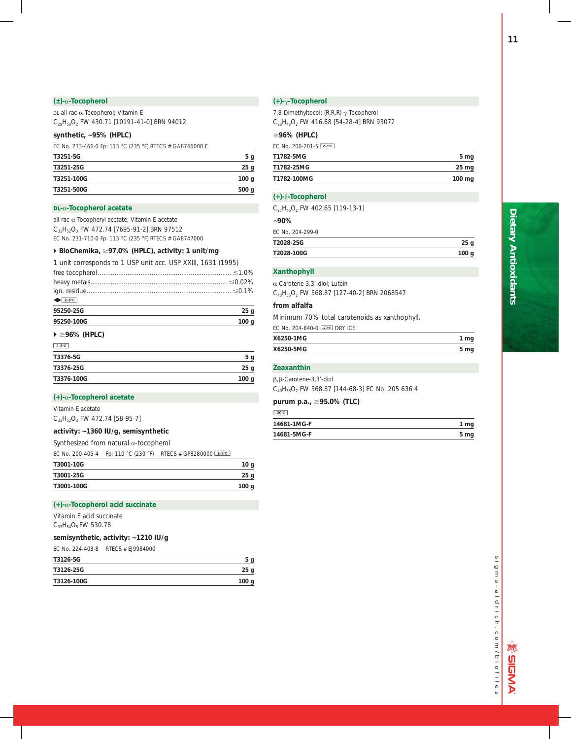## (±)-α-Tocopherol

DL-all-rac-α-Tocopherol; Vitamin E

$C_{29}H_{50}O_2$ FW 430.71 [10191-41-0] BRN 94012

**synthetic, ~95% (HPLC)**

EC No. 233-466-0 Fp: 113 °C (235 °F) RTECS # GA8746000 E

| | |
|---|---|
| **T3251-5G** | **5 g** |
| **T3251-25G** | **25 g** |
| **T3251-100G** | **100 g** |
| **T3251-500G** | **500 g** |

## DL-α-Tocopherol acetate

all-rac-α-Tocopheryl acetate; Vitamin E acetate

$C_{31}H_{52}O_3$ FW 472.74 [7695-91-2] BRN 97512

EC No. 231-710-0 Fp: 113 °C (235 °F) RTECS # GA8747000

**BioChemika, ≥97.0% (HPLC), activity: 1 unit/mg**

1 unit corresponds to 1 USP unit acc. USP XXIII, 1631 (1995)

free tocopherol ........ ≤1.0%
heavy metals ........ ≤0.02%
ign. residue ........ ≤0.1%

2-8°C

| | |
|---|---|
| **95250-25G** | **25 g** |
| **95250-100G** | **100 g** |

**≥96% (HPLC)**

2-8°C

| | |
|---|---|
| **T3376-5G** | **5 g** |
| **T3376-25G** | **25 g** |
| **T3376-100G** | **100 g** |

## (+)-α-Tocopherol acetate

Vitamin E acetate

$C_{31}H_{52}O_3$ FW 472.74 [58-95-7]

**activity: ~1360 IU/g, semisynthetic**

Synthesized from natural α-tocopherol

EC No. 200-405-4 Fp: 110 °C (230 °F) RTECS # GP8280000 2-8°C

| | |
|---|---|
| **T3001-10G** | **10 g** |
| **T3001-25G** | **25 g** |
| **T3001-100G** | **100 g** |

## (+)-α-Tocopherol acid succinate

Vitamin E acid succinate

$C_{33}H_{54}O_5$ FW 530.78

**semisynthetic, activity: ~1210 IU/g**

EC No. 224-403-8 RTECS # EJ9984000

| | |
|---|---|
| **T3126-5G** | **5 g** |
| **T3126-25G** | **25 g** |
| **T3126-100G** | **100 g** |

## (+)-γ-Tocopherol

7,8-Dimethyltocol; (R,R,R)-γ-Tocopherol

$C_{28}H_{48}O_2$ FW 416.68 [54-28-4] BRN 93072

**≥96% (HPLC)**

EC No. 200-201-5 2-8°C

| | |
|---|---|
| **T1782-5MG** | **5 mg** |
| **T1782-25MG** | **25 mg** |
| **T1782-100MG** | **100 mg** |

## (+)-δ-Tocopherol

$C_{27}H_{46}O_2$ FW 402.65 [119-13-1]

**~90%**

EC No. 204-299-0

| | |
|---|---|
| **T2028-25G** | **25 g** |
| **T2028-100G** | **100 g** |

## Xanthophyll

α-Carotene-3,3'-diol; Lutein

$C_{40}H_{56}O_2$ FW 568.87 [127-40-2] BRN 2068547

**from alfalfa**

Minimum 70% total carotenoids as xanthophyll.

EC No. 204-840-0 -70°C DRY ICE

| | |
|---|---|
| **X6250-1MG** | **1 mg** |
| **X6250-5MG** | **5 mg** |

## Zeaxanthin

β,β-Carotene-3,3'-diol

$C_{40}H_{56}O_2$ FW 568.87 [144-68-3] EC No. 205 636 4

**purum p.a., ≥95.0% (TLC)**

-20°C

| | |
|---|---|
| **14681-1MG-F** | **1 mg** |
| **14681-5MG-F** | **5 mg** |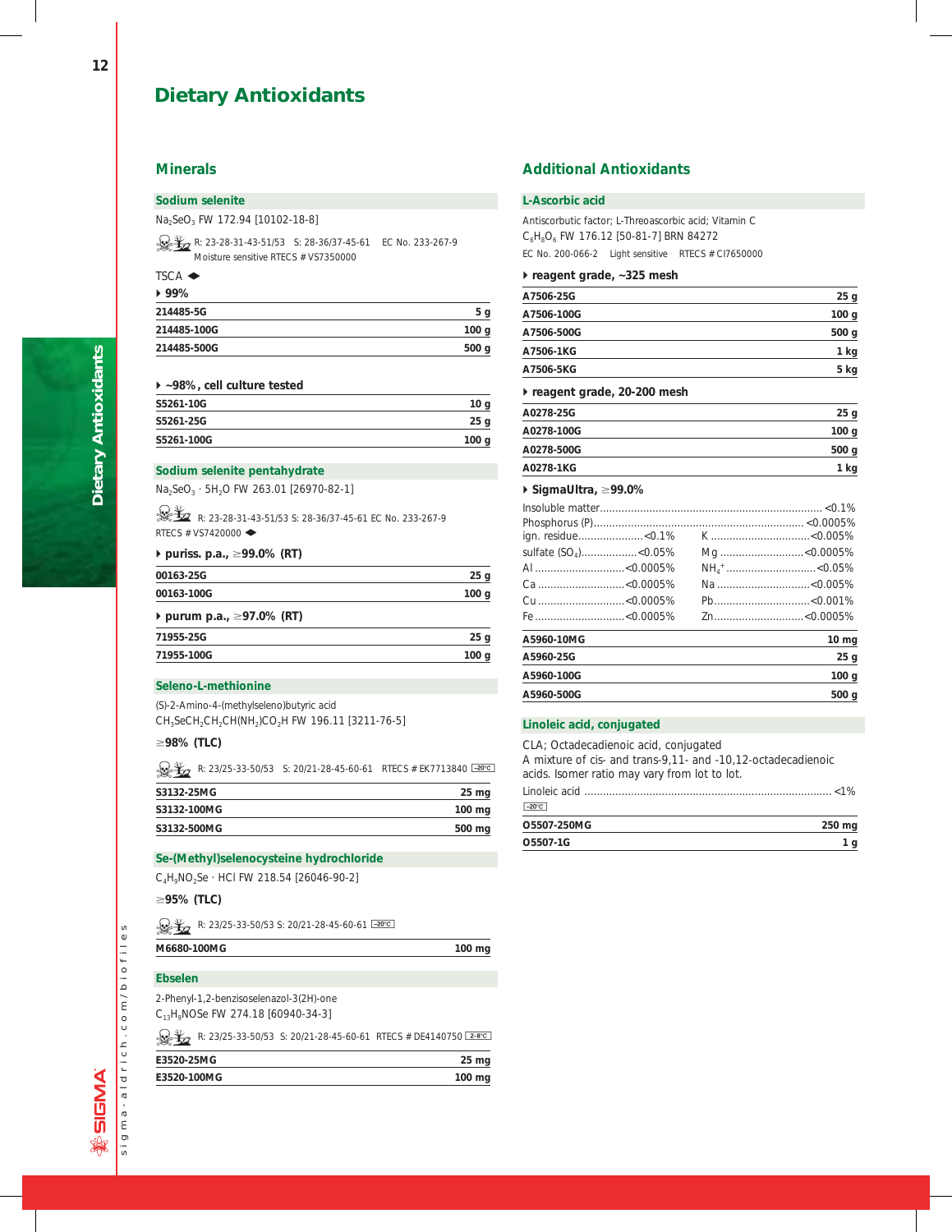# Dietary Antioxidants

## Minerals

### Sodium selenite

$Na_2SeO_3$ FW 172.94 [10102-18-8]

R: 23-28-31-43-51/53 S: 28-36/37-45-61 EC No. 233-267-9
Moisture sensitive RTECS # VS7350000

TSCA ◆

**99%**

| | |
|---|---|
| 214485-5G | 5 g |
| 214485-100G | 100 g |
| 214485-500G | 500 g |

**~98%, cell culture tested**

| | |
|---|---|
| S5261-10G | 10 g |
| S5261-25G | 25 g |
| S5261-100G | 100 g |

### Sodium selenite pentahydrate

$Na_2SeO_3 \cdot 5H_2O$ FW 263.01 [26970-82-1]

R: 23-28-31-43-51/53 S: 28-36/37-45-61 EC No. 233-267-9
RTECS # VS7420000 ◆

**puriss. p.a., ≥99.0% (RT)**

| | |
|---|---|
| 00163-25G | 25 g |
| 00163-100G | 100 g |

**purum p.a., ≥97.0% (RT)**

| | |
|---|---|
| 71955-25G | 25 g |
| 71955-100G | 100 g |

### Seleno-L-methionine

(S)-2-Amino-4-(methylseleno)butyric acid

$CH_3SeCH_2CH_2CH(NH_2)CO_2H$ FW 196.11 [3211-76-5]

**≥98% (TLC)**

R: 23/25-33-50/53 S: 20/21-28-45-60-61 RTECS # EK7713840 -20°C

| | |
|---|---|
| S3132-25MG | 25 mg |
| S3132-100MG | 100 mg |
| S3132-500MG | 500 mg |

### Se-(Methyl)selenocysteine hydrochloride

$C_4H_9NO_2Se \cdot HCl$ FW 218.54 [26046-90-2]

**≥95% (TLC)**

R: 23/25-33-50/53 S: 20/21-28-45-60-61 -20°C

| | |
|---|---|
| M6680-100MG | 100 mg |

### Ebselen

2-Phenyl-1,2-benzisoselenazol-3(2H)-one

$C_{13}H_9NOSe$ FW 274.18 [60940-34-3]

R: 23/25-33-50/53 S: 20/21-28-45-60-61 RTECS # DE4140750 2-8°C

| | |
|---|---|
| E3520-25MG | 25 mg |
| E3520-100MG | 100 mg |

## Additional Antioxidants

### L-Ascorbic acid

Antiscorbutic factor; L-Threoascorbic acid; Vitamin C

$C_6H_8O_6$ FW 176.12 [50-81-7] BRN 84272

EC No. 200-066-2 Light sensitive RTECS # CI7650000

**reagent grade, ~325 mesh**

| | |
|---|---|
| A7506-25G | 25 g |
| A7506-100G | 100 g |
| A7506-500G | 500 g |
| A7506-1KG | 1 kg |
| A7506-5KG | 5 kg |

**reagent grade, 20-200 mesh**

| | |
|---|---|
| A0278-25G | 25 g |
| A0278-100G | 100 g |
| A0278-500G | 500 g |
| A0278-1KG | 1 kg |

**SigmaUltra, ≥99.0%**

Insoluble matter ........ <0.1%
Phosphorus (P) ........ <0.0005%

| | | | |
|---|---|---|---|
| ign. residue | <0.1% | K | <0.005% |
| sulfate ($SO_4$) | <0.05% | Mg | <0.0005% |
| Al | <0.0005% | $NH_4^+$ | <0.05% |
| Ca | <0.0005% | Na | <0.005% |
| Cu | <0.0005% | Pb | <0.001% |
| Fe | <0.0005% | Zn | <0.0005% |

| | |
|---|---|
| A5960-10MG | 10 mg |
| A5960-25G | 25 g |
| A5960-100G | 100 g |
| A5960-500G | 500 g |

### Linoleic acid, conjugated

CLA; Octadecadienoic acid, conjugated

A mixture of cis- and trans-9,11- and -10,12-octadecadienoic acids. Isomer ratio may vary from lot to lot.

Linoleic acid ........ <1%

-20°C

| | |
|---|---|
| O5507-250MG | 250 mg |
| O5507-1G | 1 g |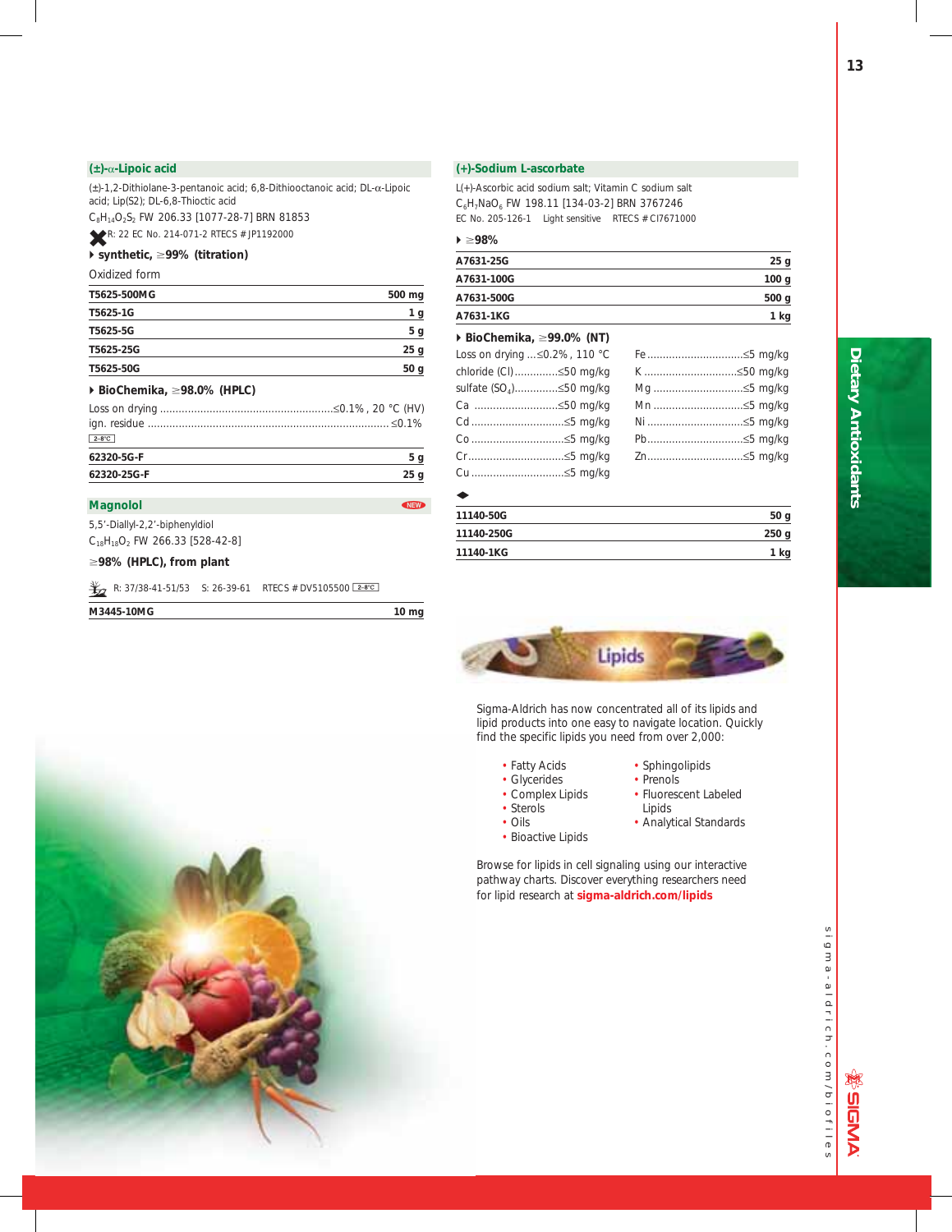## (±)-α-Lipoic acid

(±)-1,2-Dithiolane-3-pentanoic acid; 6,8-Dithiooctanoic acid; DL-α-Lipoic acid; Lip(S2); DL-6,8-Thioctic acid

$C_8H_{14}O_2S_2$ FW 206.33 [1077-28-7] BRN 81853

R: 22 EC No. 214-071-2 RTECS # JP1192000

### synthetic, ≥99% (titration)

Oxidized form

| | |
|---|---|
| T5625-500MG | 500 mg |
| T5625-1G | 1 g |
| T5625-5G | 5 g |
| T5625-25G | 25 g |
| T5625-50G | 50 g |

### BioChemika, ≥98.0% (HPLC)

Loss on drying ........≤0.1%, 20 °C (HV)
ign. residue ........≤0.1%

2-8°C

| | |
|---|---|
| 62320-5G-F | 5 g |
| 62320-25G-F | 25 g |

## Magnolol NEW

5,5′-Diallyl-2,2′-biphenyldiol

$C_{18}H_{18}O_2$ FW 266.33 [528-42-8]

### ≥98% (HPLC), from plant

R: 37/38-41-51/53 S: 26-39-61 RTECS # DV5105500 2-8°C

| | |
|---|---|
| M3445-10MG | 10 mg |

## (+)-Sodium L-ascorbate

L(+)-Ascorbic acid sodium salt; Vitamin C sodium salt

$C_6H_7NaO_6$ FW 198.11 [134-03-2] BRN 3767246

EC No. 205-126-1 Light sensitive RTECS # CI7671000

### ≥98%

| | |
|---|---|
| A7631-25G | 25 g |
| A7631-100G | 100 g |
| A7631-500G | 500 g |
| A7631-1KG | 1 kg |

### BioChemika, ≥99.0% (NT)

| | |
|---|---|
| Loss on drying ...≤0.2%, 110 °C | Fe ........≤5 mg/kg |
| chloride (Cl) ........≤50 mg/kg | K ........≤50 mg/kg |
| sulfate ($SO_4$) ........≤50 mg/kg | Mg ........≤5 mg/kg |
| Ca ........≤50 mg/kg | Mn ........≤5 mg/kg |
| Cd ........≤5 mg/kg | Ni ........≤5 mg/kg |
| Co ........≤5 mg/kg | Pb ........≤5 mg/kg |
| Cr ........≤5 mg/kg | Zn ........≤5 mg/kg |
| Cu ........≤5 mg/kg | |

| | |
|---|---|
| 11140-50G | 50 g |
| 11140-250G | 250 g |
| 11140-1KG | 1 kg |

## Lipids

Sigma-Aldrich has now concentrated all of its lipids and lipid products into one easy to navigate location. Quickly find the specific lipids you need from over 2,000:

- Fatty Acids
- Glycerides
- Complex Lipids
- Sterols
- Oils
- Bioactive Lipids
- Sphingolipids
- Prenols
- Fluorescent Labeled Lipids
- Analytical Standards

Browse for lipids in cell signaling using our interactive pathway charts. Discover everything researchers need for lipid research at **sigma-aldrich.com/lipids**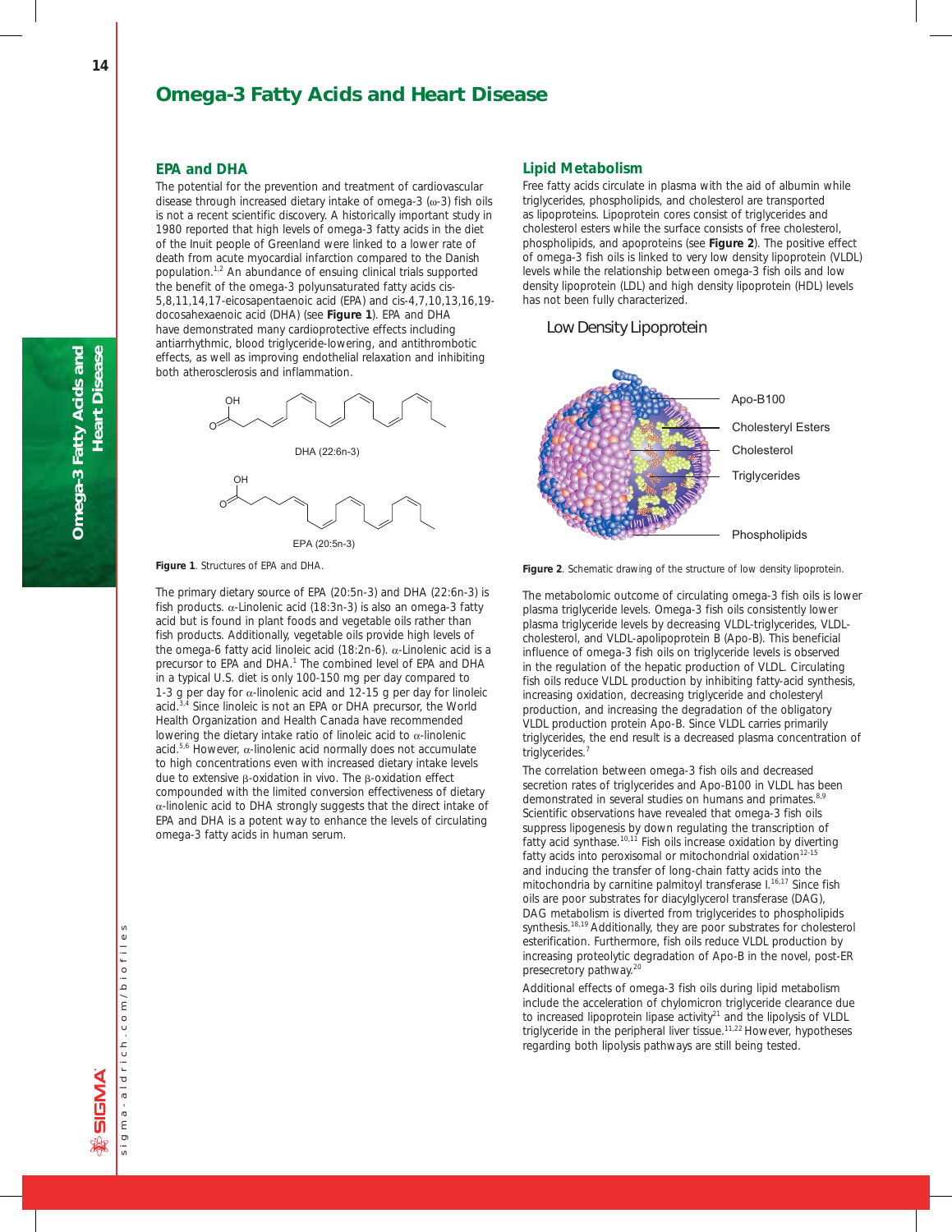# Omega-3 Fatty Acids and Heart Disease

## EPA and DHA

The potential for the prevention and treatment of cardiovascular disease through increased dietary intake of omega-3 (ω-3) fish oils is not a recent scientific discovery. A historically important study in 1980 reported that high levels of omega-3 fatty acids in the diet of the Inuit people of Greenland were linked to a lower rate of death from acute myocardial infarction compared to the Danish population.[1,2] An abundance of ensuing clinical trials supported the benefit of the omega-3 polyunsaturated fatty acids cis-5,8,11,14,17-eicosapentaenoic acid (EPA) and cis-4,7,10,13,16,19-docosahexaenoic acid (DHA) (see **Figure 1**). EPA and DHA have demonstrated many cardioprotective effects including antiarrhythmic, blood triglyceride-lowering, and antithrombotic effects, as well as improving endothelial relaxation and inhibiting both atherosclerosis and inflammation.

DHA (22:6n-3)

EPA (20:5n-3)

**Figure 1**. Structures of EPA and DHA.

The primary dietary source of EPA (20:5n-3) and DHA (22:6n-3) is fish products. α-Linolenic acid (18:3n-3) is also an omega-3 fatty acid but is found in plant foods and vegetable oils rather than fish products. Additionally, vegetable oils provide high levels of the omega-6 fatty acid linoleic acid (18:2n-6). α-Linolenic acid is a precursor to EPA and DHA.[1] The combined level of EPA and DHA in a typical U.S. diet is only 100-150 mg per day compared to 1-3 g per day for α-linolenic acid and 12-15 g per day for linoleic acid.[3,4] Since linoleic is not an EPA or DHA precursor, the World Health Organization and Health Canada have recommended lowering the dietary intake ratio of linoleic acid to α-linolenic acid.[5,6] However, α-linolenic acid normally does not accumulate to high concentrations even with increased dietary intake levels due to extensive β-oxidation in vivo. The β-oxidation effect compounded with the limited conversion effectiveness of dietary α-linolenic acid to DHA strongly suggests that the direct intake of EPA and DHA is a potent way to enhance the levels of circulating omega-3 fatty acids in human serum.

## Lipid Metabolism

Free fatty acids circulate in plasma with the aid of albumin while triglycerides, phospholipids, and cholesterol are transported as lipoproteins. Lipoprotein cores consist of triglycerides and cholesterol esters while the surface consists of free cholesterol, phospholipids, and apoproteins (see **Figure 2**). The positive effect of omega-3 fish oils is linked to very low density lipoprotein (VLDL) levels while the relationship between omega-3 fish oils and low density lipoprotein (LDL) and high density lipoprotein (HDL) levels has not been fully characterized.

Low Density Lipoprotein

Apo-B100

Cholesteryl Esters

Cholesterol

Triglycerides

Phospholipids

**Figure 2**. Schematic drawing of the structure of low density lipoprotein.

The metabolomic outcome of circulating omega-3 fish oils is lower plasma triglyceride levels. Omega-3 fish oils consistently lower plasma triglyceride levels by decreasing VLDL-triglycerides, VLDL-cholesterol, and VLDL-apolipoprotein B (Apo-B). This beneficial influence of omega-3 fish oils on triglyceride levels is observed in the regulation of the hepatic production of VLDL. Circulating fish oils reduce VLDL production by inhibiting fatty-acid synthesis, increasing oxidation, decreasing triglyceride and cholesteryl production, and increasing the degradation of the obligatory VLDL production protein Apo-B. Since VLDL carries primarily triglycerides, the end result is a decreased plasma concentration of triglycerides.[7]

The correlation between omega-3 fish oils and decreased secretion rates of triglycerides and Apo-B100 in VLDL has been demonstrated in several studies on humans and primates.[8,9] Scientific observations have revealed that omega-3 fish oils suppress lipogenesis by down regulating the transcription of fatty acid synthase.[10,11] Fish oils increase oxidation by diverting fatty acids into peroxisomal or mitochondrial oxidation[12-15] and inducing the transfer of long-chain fatty acids into the mitochondria by carnitine palmitoyl transferase I.[16,17] Since fish oils are poor substrates for diacylglycerol transferase (DAG), DAG metabolism is diverted from triglycerides to phospholipids synthesis.[18,19] Additionally, they are poor substrates for cholesterol esterification. Furthermore, fish oils reduce VLDL production by increasing proteolytic degradation of Apo-B in the novel, post-ER presecretory pathway.[20]

Additional effects of omega-3 fish oils during lipid metabolism include the acceleration of chylomicron triglyceride clearance due to increased lipoprotein lipase activity[21] and the lipolysis of VLDL triglyceride in the peripheral liver tissue.[11,22] However, hypotheses regarding both lipolysis pathways are still being tested.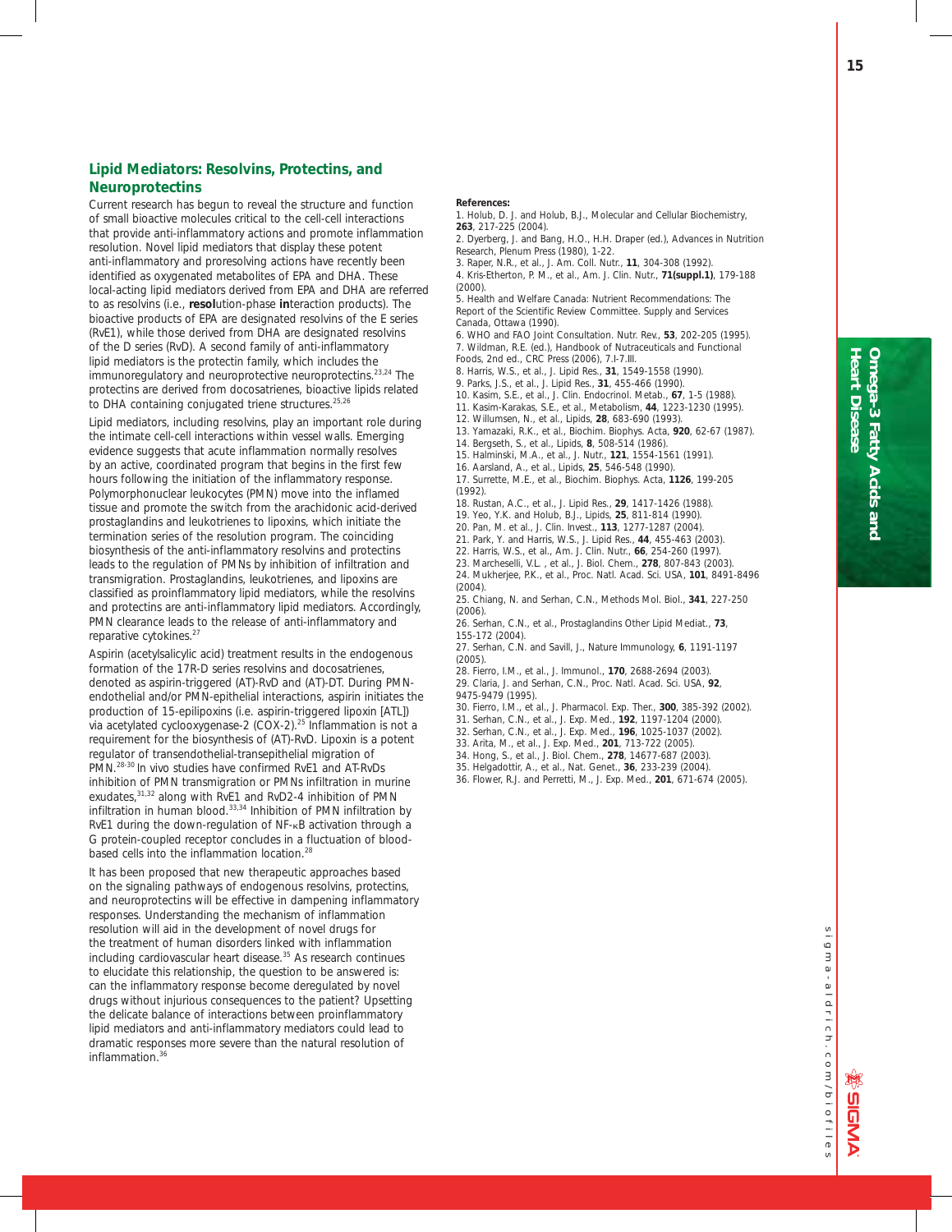## Lipid Mediators: Resolvins, Protectins, and Neuroprotectins

Current research has begun to reveal the structure and function of small bioactive molecules critical to the cell-cell interactions that provide anti-inflammatory actions and promote inflammation resolution. Novel lipid mediators that display these potent anti-inflammatory and proresolving actions have recently been identified as oxygenated metabolites of EPA and DHA. These local-acting lipid mediators derived from EPA and DHA are referred to as resolvins (i.e., **resol**ution-phase **in**teraction products). The bioactive products of EPA are designated resolvins of the E series (RvE1), while those derived from DHA are designated resolvins of the D series (RvD). A second family of anti-inflammatory lipid mediators is the protectin family, which includes the immunoregulatory and neuroprotective neuroprotectins.[23,24] The protectins are derived from docosatrienes, bioactive lipids related to DHA containing conjugated triene structures.[25,26]

Lipid mediators, including resolvins, play an important role during the intimate cell-cell interactions within vessel walls. Emerging evidence suggests that acute inflammation normally resolves by an active, coordinated program that begins in the first few hours following the initiation of the inflammatory response. Polymorphonuclear leukocytes (PMN) move into the inflamed tissue and promote the switch from the arachidonic acid-derived prostaglandins and leukotrienes to lipoxins, which initiate the termination series of the resolution program. The coinciding biosynthesis of the anti-inflammatory resolvins and protectins leads to the regulation of PMNs by inhibition of infiltration and transmigration. Prostaglandins, leukotrienes, and lipoxins are classified as proinflammatory lipid mediators, while the resolvins and protectins are anti-inflammatory lipid mediators. Accordingly, PMN clearance leads to the release of anti-inflammatory and reparative cytokines.[27]

Aspirin (acetylsalicylic acid) treatment results in the endogenous formation of the 17R-D series resolvins and docosatrienes, denoted as aspirin-triggered (AT)-RvD and (AT)-DT. During PMN-endothelial and/or PMN-epithelial interactions, aspirin initiates the production of 15-epilipoxins (i.e. aspirin-triggered lipoxin [ATL]) via acetylated cyclooxygenase-2 (COX-2).[25] Inflammation is not a requirement for the biosynthesis of (AT)-RvD. Lipoxin is a potent regulator of transendothelial-transepithelial migration of PMN.[28-30] In vivo studies have confirmed RvE1 and AT-RvDs inhibition of PMN transmigration or PMNs infiltration in murine exudates,[31,32] along with RvE1 and RvD2-4 inhibition of PMN infiltration in human blood.[33,34] Inhibition of PMN infiltration by RvE1 during the down-regulation of NF-κB activation through a G protein-coupled receptor concludes in a fluctuation of blood-based cells into the inflammation location.[28]

It has been proposed that new therapeutic approaches based on the signaling pathways of endogenous resolvins, protectins, and neuroprotectins will be effective in dampening inflammatory responses. Understanding the mechanism of inflammation resolution will aid in the development of novel drugs for the treatment of human disorders linked with inflammation including cardiovascular heart disease.[35] As research continues to elucidate this relationship, the question to be answered is: can the inflammatory response become deregulated by novel drugs without injurious consequences to the patient? Upsetting the delicate balance of interactions between proinflammatory lipid mediators and anti-inflammatory mediators could lead to dramatic responses more severe than the natural resolution of inflammation.[36]

**References:**

1. Holub, D. J. and Holub, B.J., Molecular and Cellular Biochemistry, **263**, 217-225 (2004).
2. Dyerberg, J. and Bang, H.O., H.H. Draper (ed.), Advances in Nutrition Research, Plenum Press (1980), 1-22.
3. Raper, N.R., et al., J. Am. Coll. Nutr., **11**, 304-308 (1992).
4. Kris-Etherton, P. M., et al., Am. J. Clin. Nutr., **71(suppl.1)**, 179-188 (2000).
5. Health and Welfare Canada: Nutrient Recommendations: The Report of the Scientific Review Committee. Supply and Services Canada, Ottawa (1990).
6. WHO and FAO Joint Consultation. Nutr. Rev., **53**, 202-205 (1995).
7. Wildman, R.E. (ed.), Handbook of Nutraceuticals and Functional Foods, 2nd ed., CRC Press (2006), 7.I-7.III.
8. Harris, W.S., et al., J. Lipid Res., **31**, 1549-1558 (1990).
9. Parks, J.S., et al., J. Lipid Res., **31**, 455-466 (1990).
10. Kasim, S.E., et al., J. Clin. Endocrinol. Metab., **67**, 1-5 (1988).
11. Kasim-Karakas, S.E., et al., Metabolism, **44**, 1223-1230 (1995).
12. Willumsen, N., et al., Lipids, **28**, 683-690 (1993).
13. Yamazaki, R.K., et al., Biochim. Biophys. Acta, **920**, 62-67 (1987).
14. Bergseth, S., et al., Lipids, **8**, 508-514 (1986).
15. Halminski, M.A., et al., J. Nutr., **121**, 1554-1561 (1991).
16. Aarsland, A., et al., Lipids, **25**, 546-548 (1990).
17. Surrette, M.E., et al., Biochim. Biophys. Acta, **1126**, 199-205 (1992).
18. Rustan, A.C., et al., J. Lipid Res., **29**, 1417-1426 (1988).
19. Yeo, Y.K. and Holub, B.J., Lipids, **25**, 811-814 (1990).
20. Pan, M. et al., J. Clin. Invest., **113**, 1277-1287 (2004).
21. Park, Y. and Harris, W.S., J. Lipid Res., **44**, 455-463 (2003).
22. Harris, W.S., et al., Am. J. Clin. Nutr., **66**, 254-260 (1997).
23. Marcheselli, V.L. , et al., J. Biol. Chem., **278**, 807-843 (2003).
24. Mukherjee, P.K., et al., Proc. Natl. Acad. Sci. USA, **101**, 8491-8496 (2004).
25. Chiang, N. and Serhan, C.N., Methods Mol. Biol., **341**, 227-250 (2006).
26. Serhan, C.N., et al., Prostaglandins Other Lipid Mediat., **73**, 155-172 (2004).
27. Serhan, C.N. and Savill, J., Nature Immunology, **6**, 1191-1197 (2005).
28. Fierro, I.M., et al., J. Immunol., **170**, 2688-2694 (2003).
29. Claria, J. and Serhan, C.N., Proc. Natl. Acad. Sci. USA, **92**, 9475-9479 (1995).
30. Fierro, I.M., et al., J. Pharmacol. Exp. Ther., **300**, 385-392 (2002).
31. Serhan, C.N., et al., J. Exp. Med., **192**, 1197-1204 (2000).
32. Serhan, C.N., et al., J. Exp. Med., **196**, 1025-1037 (2002).
33. Arita, M., et al., J. Exp. Med., **201**, 713-722 (2005).
34. Hong, S., et al., J. Biol. Chem., **278**, 14677-687 (2003).
35. Helgadottir, A., et al., Nat. Genet., **36**, 233-239 (2004).
36. Flower, R.J. and Perretti, M., J. Exp. Med., **201**, 671-674 (2005).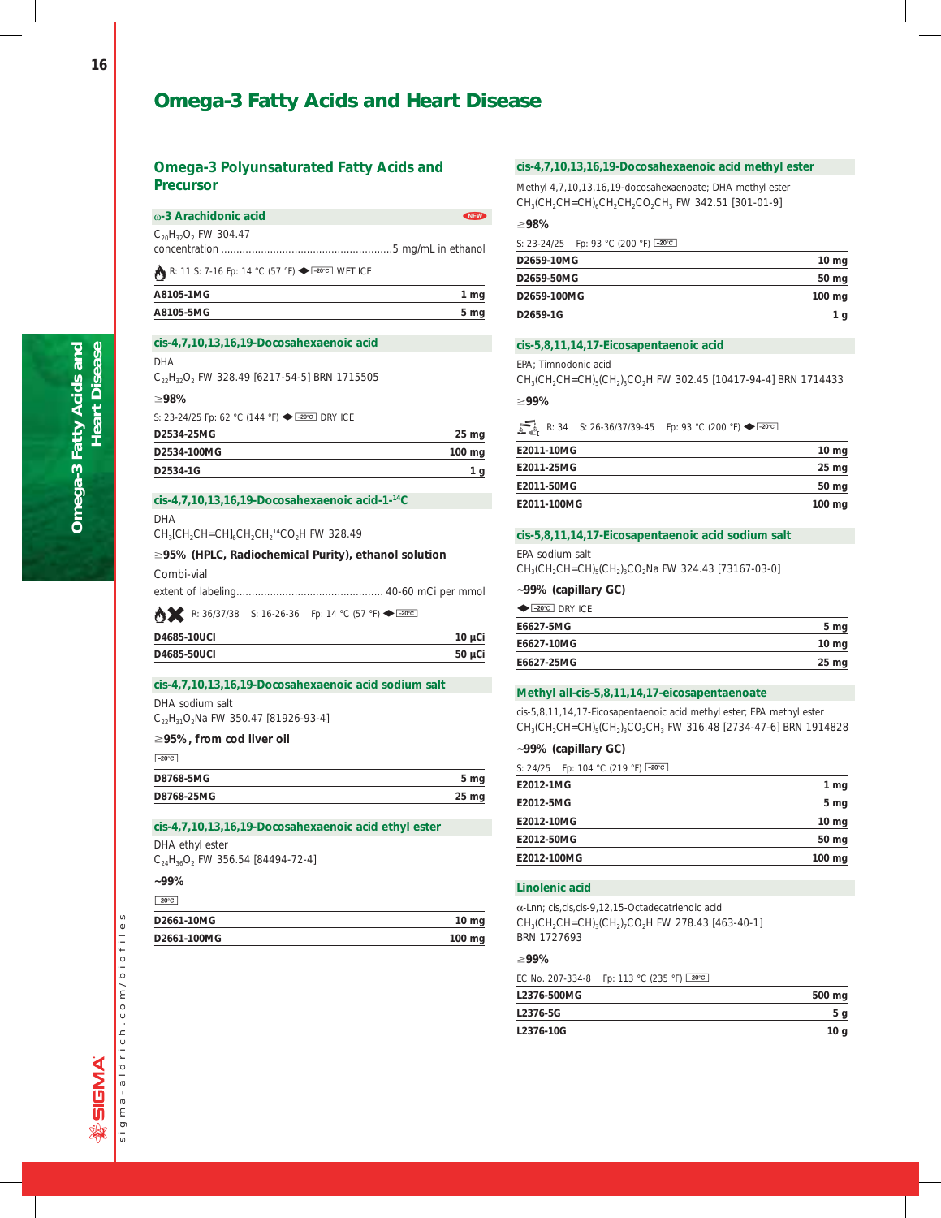# Omega-3 Fatty Acids and Heart Disease

## Omega-3 Polyunsaturated Fatty Acids and Precursor

### ω-3 Arachidonic acid

NEW

$C_{20}H_{32}O_2$ FW 304.47

concentration ........................................................5 mg/mL in ethanol

R: 11 S: 7-16 Fp: 14 °C (57 °F) -20°C WET ICE

| | |
|---|---|
| A8105-1MG | 1 mg |
| A8105-5MG | 5 mg |

### cis-4,7,10,13,16,19-Docosahexaenoic acid

DHA

$C_{22}H_{32}O_2$ FW 328.49 [6217-54-5] BRN 1715505

≥98%

S: 23-24/25 Fp: 62 °C (144 °F) -20°C DRY ICE

| | |
|---|---|
| D2534-25MG | 25 mg |
| D2534-100MG | 100 mg |
| D2534-1G | 1 g |

### cis-4,7,10,13,16,19-Docosahexaenoic acid-1-$^{14}$C

DHA

$CH_3[CH_2CH{=}CH]_6CH_2CH_2{}^{14}CO_2H$ FW 328.49

≥95% (HPLC, Radiochemical Purity), ethanol solution

Combi-vial

extent of labeling................................................ 40-60 mCi per mmol

R: 36/37/38 S: 16-26-36 Fp: 14 °C (57 °F) -20°C

| | |
|---|---|
| D4685-10UCI | 10 µCi |
| D4685-50UCI | 50 µCi |

### cis-4,7,10,13,16,19-Docosahexaenoic acid sodium salt

DHA sodium salt

$C_{22}H_{31}O_2Na$ FW 350.47 [81926-93-4]

≥95%, from cod liver oil

-20°C

| | |
|---|---|
| D8768-5MG | 5 mg |
| D8768-25MG | 25 mg |

### cis-4,7,10,13,16,19-Docosahexaenoic acid ethyl ester

DHA ethyl ester

$C_{24}H_{36}O_2$ FW 356.54 [84494-72-4]

~99%

-20°C

| | |
|---|---|
| D2661-10MG | 10 mg |
| D2661-100MG | 100 mg |

### cis-4,7,10,13,16,19-Docosahexaenoic acid methyl ester

Methyl 4,7,10,13,16,19-docosahexaenoate; DHA methyl ester

$CH_3(CH_2CH{=}CH)_6CH_2CH_2CO_2CH_3$ FW 342.51 [301-01-9]

≥98%

S: 23-24/25 Fp: 93 °C (200 °F) -20°C

| | |
|---|---|
| D2659-10MG | 10 mg |
| D2659-50MG | 50 mg |
| D2659-100MG | 100 mg |
| D2659-1G | 1 g |

### cis-5,8,11,14,17-Eicosapentaenoic acid

EPA; Timnodonic acid

$CH_3(CH_2CH{=}CH)_5(CH_2)_3CO_2H$ FW 302.45 [10417-94-4] BRN 1714433

≥99%

R: 34 S: 26-36/37/39-45 Fp: 93 °C (200 °F) -20°C

| | |
|---|---|
| E2011-10MG | 10 mg |
| E2011-25MG | 25 mg |
| E2011-50MG | 50 mg |
| E2011-100MG | 100 mg |

### cis-5,8,11,14,17-Eicosapentaenoic acid sodium salt

EPA sodium salt

$CH_3(CH_2CH{=}CH)_5(CH_2)_3CO_2Na$ FW 324.43 [73167-03-0]

~99% (capillary GC)

-20°C DRY ICE

| | |
|---|---|
| E6627-5MG | 5 mg |
| E6627-10MG | 10 mg |
| E6627-25MG | 25 mg |

### Methyl all-cis-5,8,11,14,17-eicosapentaenoate

cis-5,8,11,14,17-Eicosapentaenoic acid methyl ester; EPA methyl ester

$CH_3(CH_2CH{=}CH)_5(CH_2)_3CO_2CH_3$ FW 316.48 [2734-47-6] BRN 1914828

~99% (capillary GC)

S: 24/25 Fp: 104 °C (219 °F) -20°C

| | |
|---|---|
| E2012-1MG | 1 mg |
| E2012-5MG | 5 mg |
| E2012-10MG | 10 mg |
| E2012-50MG | 50 mg |
| E2012-100MG | 100 mg |

### Linolenic acid

α-Lnn; cis,cis,cis-9,12,15-Octadecatrienoic acid

$CH_3(CH_2CH{=}CH)_3(CH_2)_7CO_2H$ FW 278.43 [463-40-1] BRN 1727693

≥99%

EC No. 207-334-8 Fp: 113 °C (235 °F) -20°C

| | |
|---|---|
| L2376-500MG | 500 mg |
| L2376-5G | 5 g |
| L2376-10G | 10 g |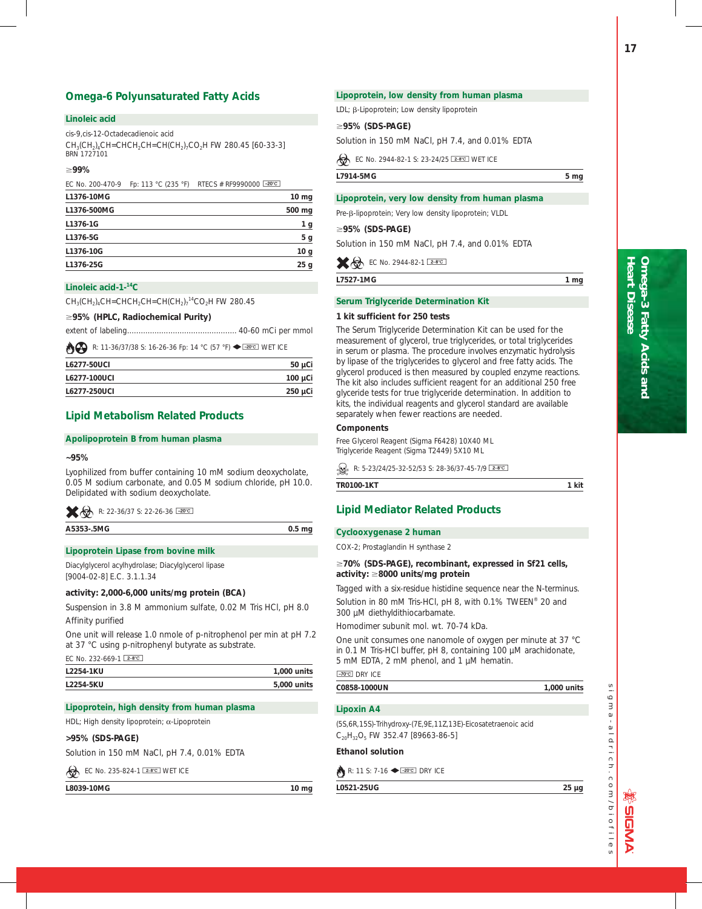## Omega-6 Polyunsaturated Fatty Acids

### Linoleic acid

cis-9,cis-12-Octadecadienoic acid

$CH_3(CH_2)_4CH{=}CHCH_2CH{=}CH(CH_2)_7CO_2H$ FW 280.45 [60-33-3]
BRN 1727101

**≥99%**

EC No. 200-470-9 Fp: 113 °C (235 °F) RTECS # RF9990000 -20°C

| | |
|---|---|
| L1376-10MG | 10 mg |
| L1376-500MG | 500 mg |
| L1376-1G | 1 g |
| L1376-5G | 5 g |
| L1376-10G | 10 g |
| L1376-25G | 25 g |

### Linoleic acid-1-$^{14}$C

$CH_3(CH_2)_4CH{=}CHCH_2CH{=}CH(CH_2)_7{}^{14}CO_2H$ FW 280.45

**≥95% (HPLC, Radiochemical Purity)**

extent of labeling................................................ 40-60 mCi per mmol

R: 11-36/37/38 S: 16-26-36 Fp: 14 °C (57 °F) -20°C WET ICE

| | |
|---|---|
| L6277-50UCI | 50 µCi |
| L6277-100UCI | 100 µCi |
| L6277-250UCI | 250 µCi |

## Lipid Metabolism Related Products

### Apolipoprotein B from human plasma

**~95%**

Lyophilized from buffer containing 10 mM sodium deoxycholate, 0.05 M sodium carbonate, and 0.05 M sodium chloride, pH 10.0. Delipidated with sodium deoxycholate.

R: 22-36/37 S: 22-26-36 -20°C

| | |
|---|---|
| A5353-.5MG | 0.5 mg |

### Lipoprotein Lipase from bovine milk

Diacylglycerol acylhydrolase; Diacylglycerol lipase
[9004-02-8] E.C. 3.1.1.34

**activity: 2,000-6,000 units/mg protein (BCA)**

Suspension in 3.8 M ammonium sulfate, 0.02 M Tris HCl, pH 8.0

Affinity purified

One unit will release 1.0 nmole of p-nitrophenol per min at pH 7.2 at 37 °C using p-nitrophenyl butyrate as substrate.

EC No. 232-669-1 2-8°C

| | |
|---|---|
| L2254-1KU | 1,000 units |
| L2254-5KU | 5,000 units |

### Lipoprotein, high density from human plasma

HDL; High density lipoprotein; α-Lipoprotein

**>95% (SDS-PAGE)**

Solution in 150 mM NaCl, pH 7.4, 0.01% EDTA

EC No. 235-824-1 2-8°C WET ICE

| | |
|---|---|
| L8039-10MG | 10 mg |

### Lipoprotein, low density from human plasma

LDL; β-Lipoprotein; Low density lipoprotein

**≥95% (SDS-PAGE)**

Solution in 150 mM NaCl, pH 7.4, and 0.01% EDTA

EC No. 2944-82-1 S: 23-24/25 2-8°C WET ICE

| | |
|---|---|
| L7914-5MG | 5 mg |

### Lipoprotein, very low density from human plasma

Pre-β-lipoprotein; Very low density lipoprotein; VLDL

**≥95% (SDS-PAGE)**

Solution in 150 mM NaCl, pH 7.4, and 0.01% EDTA

EC No. 2944-82-1 2-8°C

| | |
|---|---|
| L7527-1MG | 1 mg |

### Serum Triglyceride Determination Kit

**1 kit sufficient for 250 tests**

The Serum Triglyceride Determination Kit can be used for the measurement of glycerol, true triglycerides, or total triglycerides in serum or plasma. The procedure involves enzymatic hydrolysis by lipase of the triglycerides to glycerol and free fatty acids. The glycerol produced is then measured by coupled enzyme reactions. The kit also includes sufficient reagent for an additional 250 free glyceride tests for true triglyceride determination. In addition to kits, the individual reagents and glycerol standard are available separately when fewer reactions are needed.

**Components**

Free Glycerol Reagent (Sigma F6428) 10X40 ML
Triglyceride Reagent (Sigma T2449) 5X10 ML

R: 5-23/24/25-32-52/53 S: 28-36/37-45-7/9 2-8°C

| | |
|---|---|
| TR0100-1KT | 1 kit |

## Lipid Mediator Related Products

### Cyclooxygenase 2 human

COX-2; Prostaglandin H synthase 2

**≥70% (SDS-PAGE), recombinant, expressed in Sf21 cells, activity: ≥8000 units/mg protein**

Tagged with a six-residue histidine sequence near the N-terminus.

Solution in 80 mM Tris-HCl, pH 8, with 0.1% TWEEN® 20 and 300 µM diethyldithiocarbamate.

Homodimer subunit mol. wt. 70-74 kDa.

One unit consumes one nanomole of oxygen per minute at 37 °C in 0.1 M Tris-HCl buffer, pH 8, containing 100 µM arachidonate, 5 mM EDTA, 2 mM phenol, and 1 µM hematin.

-70°C DRY ICE

| | |
|---|---|
| C0858-1000UN | 1,000 units |

### Lipoxin A4

(5S,6R,15S)-Trihydroxy-(7E,9E,11Z,13E)-Eicosatetraenoic acid
$C_{20}H_{32}O_5$ FW 352.47 [89663-86-5]

**Ethanol solution**

R: 11 S: 7-16 -20°C DRY ICE

| | |
|---|---|
| L0521-25UG | 25 µg |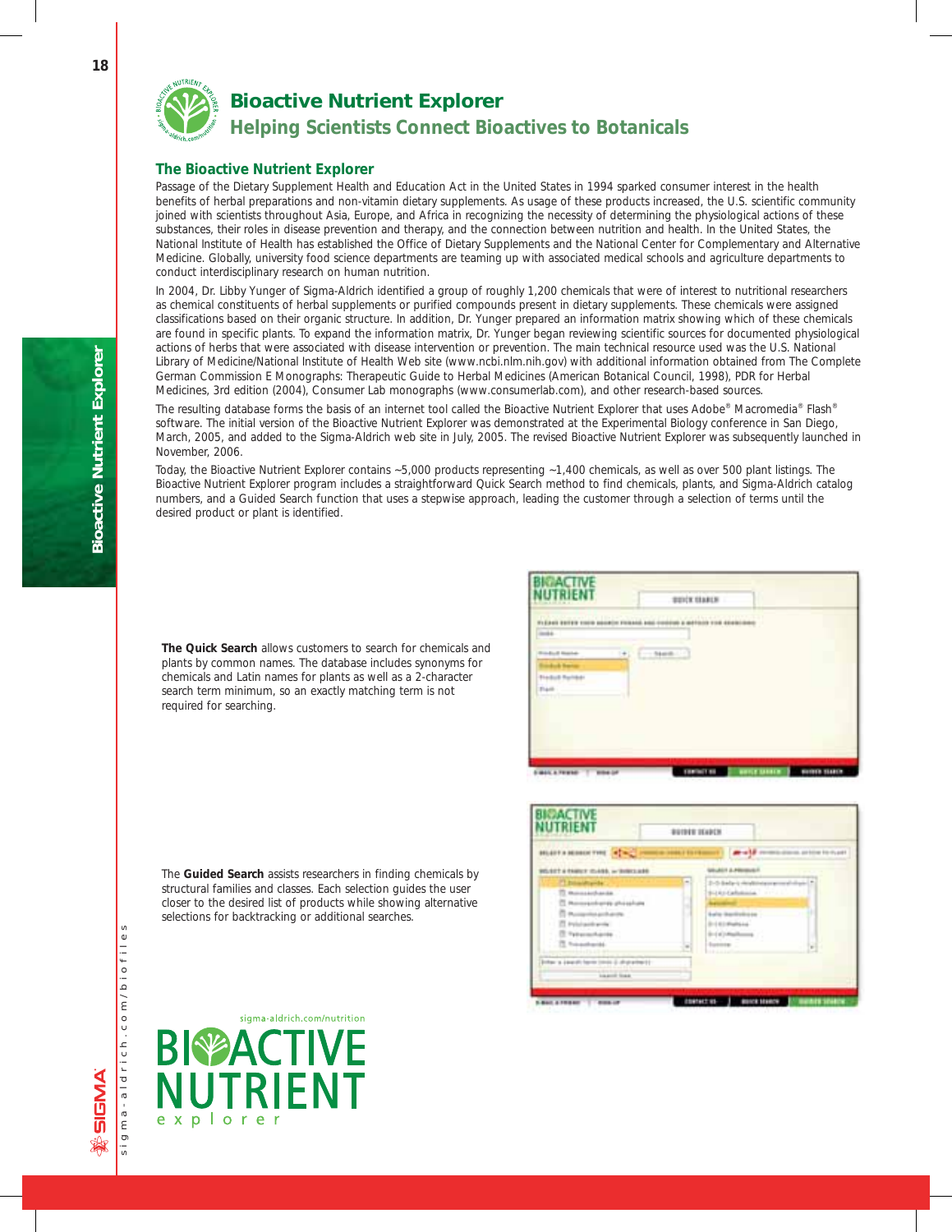# Bioactive Nutrient Explorer

## Helping Scientists Connect Bioactives to Botanicals

### The Bioactive Nutrient Explorer

Passage of the Dietary Supplement Health and Education Act in the United States in 1994 sparked consumer interest in the health benefits of herbal preparations and non-vitamin dietary supplements. As usage of these products increased, the U.S. scientific community joined with scientists throughout Asia, Europe, and Africa in recognizing the necessity of determining the physiological actions of these substances, their roles in disease prevention and therapy, and the connection between nutrition and health. In the United States, the National Institute of Health has established the Office of Dietary Supplements and the National Center for Complementary and Alternative Medicine. Globally, university food science departments are teaming up with associated medical schools and agriculture departments to conduct interdisciplinary research on human nutrition.

In 2004, Dr. Libby Yunger of Sigma-Aldrich identified a group of roughly 1,200 chemicals that were of interest to nutritional researchers as chemical constituents of herbal supplements or purified compounds present in dietary supplements. These chemicals were assigned classifications based on their organic structure. In addition, Dr. Yunger prepared an information matrix showing which of these chemicals are found in specific plants. To expand the information matrix, Dr. Yunger began reviewing scientific sources for documented physiological actions of herbs that were associated with disease intervention or prevention. The main technical resource used was the U.S. National Library of Medicine/National Institute of Health Web site (www.ncbi.nlm.nih.gov) with additional information obtained from The Complete German Commission E Monographs: Therapeutic Guide to Herbal Medicines (American Botanical Council, 1998), PDR for Herbal Medicines, 3rd edition (2004), Consumer Lab monographs (www.consumerlab.com), and other research-based sources.

The resulting database forms the basis of an internet tool called the Bioactive Nutrient Explorer that uses Adobe® Macromedia® Flash® software. The initial version of the Bioactive Nutrient Explorer was demonstrated at the Experimental Biology conference in San Diego, March, 2005, and added to the Sigma-Aldrich web site in July, 2005. The revised Bioactive Nutrient Explorer was subsequently launched in November, 2006.

Today, the Bioactive Nutrient Explorer contains ~5,000 products representing ~1,400 chemicals, as well as over 500 plant listings. The Bioactive Nutrient Explorer program includes a straightforward Quick Search method to find chemicals, plants, and Sigma-Aldrich catalog numbers, and a Guided Search function that uses a stepwise approach, leading the customer through a selection of terms until the desired product or plant is identified.

**The Quick Search** allows customers to search for chemicals and plants by common names. The database includes synonyms for chemicals and Latin names for plants as well as a 2-character search term minimum, so an exactly matching term is not required for searching.

The **Guided Search** assists researchers in finding chemicals by structural families and classes. Each selection guides the user closer to the desired list of products while showing alternative selections for backtracking or additional searches.

sigma-aldrich.com/nutrition

BIOACTIVE NUTRIENT explorer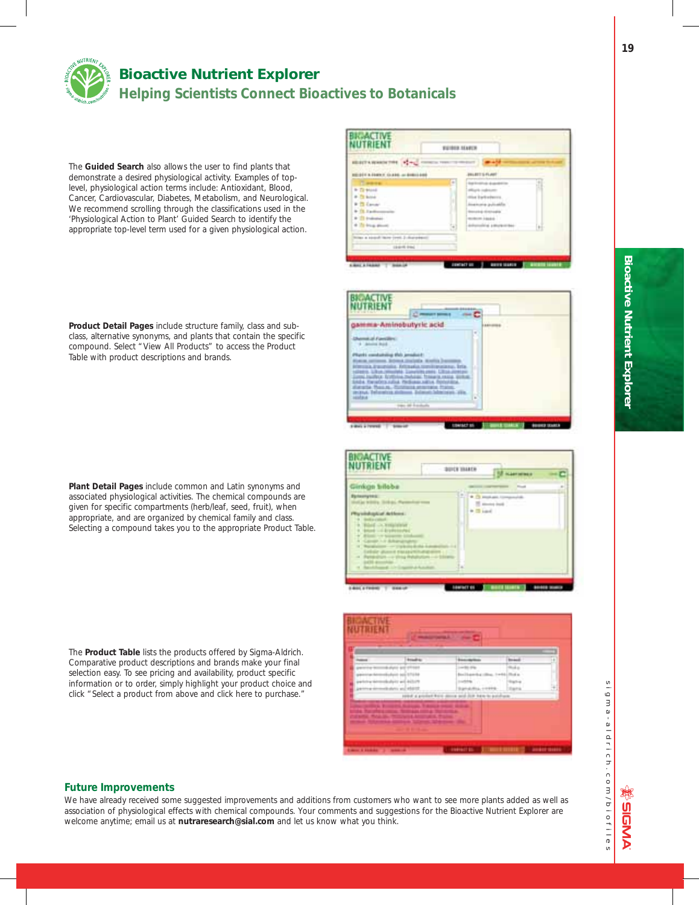# Bioactive Nutrient Explorer

## Helping Scientists Connect Bioactives to Botanicals

The **Guided Search** also allows the user to find plants that demonstrate a desired physiological activity. Examples of top-level, physiological action terms include: Antioxidant, Blood, Cancer, Cardiovascular, Diabetes, Metabolism, and Neurological. We recommend scrolling through the classifications used in the 'Physiological Action to Plant' Guided Search to identify the appropriate top-level term used for a given physiological action.

**Product Detail Pages** include structure family, class and sub-class, alternative synonyms, and plants that contain the specific compound. Select "View All Products" to access the Product Table with product descriptions and brands.

**Plant Detail Pages** include common and Latin synonyms and associated physiological activities. The chemical compounds are given for specific compartments (herb/leaf, seed, fruit), when appropriate, and are organized by chemical family and class. Selecting a compound takes you to the appropriate Product Table.

The **Product Table** lists the products offered by Sigma-Aldrich. Comparative product descriptions and brands make your final selection easy. To see pricing and availability, product specific information or to order, simply highlight your product choice and click "Select a product from above and click here to purchase."

### Future Improvements

We have already received some suggested improvements and additions from customers who want to see more plants added as well as association of physiological effects with chemical compounds. Your comments and suggestions for the Bioactive Nutrient Explorer are welcome anytime; email us at **nutraresearch@sial.com** and let us know what you think.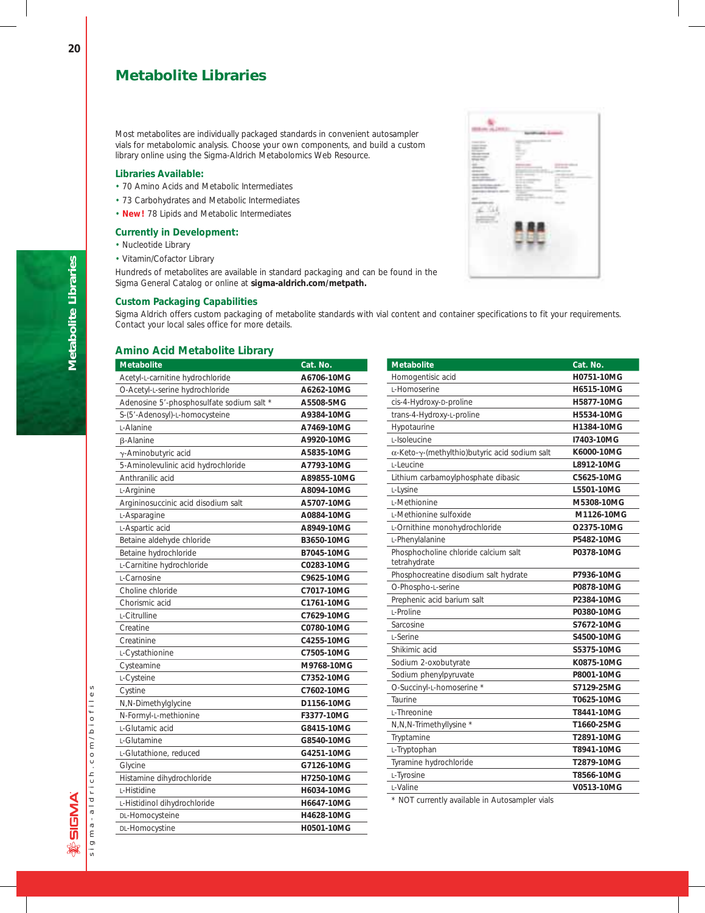# Metabolite Libraries

Most metabolites are individually packaged standards in convenient autosampler vials for metabolomic analysis. Choose your own components, and build a custom library online using the Sigma-Aldrich Metabolomics Web Resource.

### Libraries Available:

- 70 Amino Acids and Metabolic Intermediates
- 73 Carbohydrates and Metabolic Intermediates
- **New!** 78 Lipids and Metabolic Intermediates

### Currently in Development:

- Nucleotide Library
- Vitamin/Cofactor Library

Hundreds of metabolites are available in standard packaging and can be found in the Sigma General Catalog or online at **sigma-aldrich.com/metpath.**

### Custom Packaging Capabilities

Sigma Aldrich offers custom packaging of metabolite standards with vial content and container specifications to fit your requirements. Contact your local sales office for more details.

## Amino Acid Metabolite Library

| Metabolite | Cat. No. |
|---|---|
| Acetyl-L-carnitine hydrochloride | **A6706-10MG** |
| O-Acetyl-L-serine hydrochloride | **A6262-10MG** |
| Adenosine 5′-phosphosulfate sodium salt * | **A5508-5MG** |
| S-(5′-Adenosyl)-L-homocysteine | **A9384-10MG** |
| L-Alanine | **A7469-10MG** |
| β-Alanine | **A9920-10MG** |
| γ-Aminobutyric acid | **A5835-10MG** |
| 5-Aminolevulinic acid hydrochloride | **A7793-10MG** |
| Anthranilic acid | **A89855-10MG** |
| L-Arginine | **A8094-10MG** |
| Argininosuccinic acid disodium salt | **A5707-10MG** |
| L-Asparagine | **A0884-10MG** |
| L-Aspartic acid | **A8949-10MG** |
| Betaine aldehyde chloride | **B3650-10MG** |
| Betaine hydrochloride | **B7045-10MG** |
| L-Carnitine hydrochloride | **C0283-10MG** |
| L-Carnosine | **C9625-10MG** |
| Choline chloride | **C7017-10MG** |
| Chorismic acid | **C1761-10MG** |
| L-Citrulline | **C7629-10MG** |
| Creatine | **C0780-10MG** |
| Creatinine | **C4255-10MG** |
| L-Cystathionine | **C7505-10MG** |
| Cysteamine | **M9768-10MG** |
| L-Cysteine | **C7352-10MG** |
| Cystine | **C7602-10MG** |
| N,N-Dimethylglycine | **D1156-10MG** |
| N-Formyl-L-methionine | **F3377-10MG** |
| L-Glutamic acid | **G8415-10MG** |
| L-Glutamine | **G8540-10MG** |
| L-Glutathione, reduced | **G4251-10MG** |
| Glycine | **G7126-10MG** |
| Histamine dihydrochloride | **H7250-10MG** |
| L-Histidine | **H6034-10MG** |
| L-Histidinol dihydrochloride | **H6647-10MG** |
| DL-Homocysteine | **H4628-10MG** |
| DL-Homocystine | **H0501-10MG** |
| Homogentisic acid | **H0751-10MG** |
| L-Homoserine | **H6515-10MG** |
| cis-4-Hydroxy-D-proline | **H5877-10MG** |
| trans-4-Hydroxy-L-proline | **H5534-10MG** |
| Hypotaurine | **H1384-10MG** |
| L-Isoleucine | **I7403-10MG** |
| α-Keto-γ-(methylthio)butyric acid sodium salt | **K6000-10MG** |
| L-Leucine | **L8912-10MG** |
| Lithium carbamoylphosphate dibasic | **C5625-10MG** |
| L-Lysine | **L5501-10MG** |
| L-Methionine | **M5308-10MG** |
| L-Methionine sulfoxide | **M1126-10MG** |
| L-Ornithine monohydrochloride | **O2375-10MG** |
| L-Phenylalanine | **P5482-10MG** |
| Phosphocholine chloride calcium salt tetrahydrate | **P0378-10MG** |
| Phosphocreatine disodium salt hydrate | **P7936-10MG** |
| O-Phospho-L-serine | **P0878-10MG** |
| Prephenic acid barium salt | **P2384-10MG** |
| L-Proline | **P0380-10MG** |
| Sarcosine | **S7672-10MG** |
| L-Serine | **S4500-10MG** |
| Shikimic acid | **S5375-10MG** |
| Sodium 2-oxobutyrate | **K0875-10MG** |
| Sodium phenylpyruvate | **P8001-10MG** |
| O-Succinyl-L-homoserine * | **S7129-25MG** |
| Taurine | **T0625-10MG** |
| L-Threonine | **T8441-10MG** |
| N,N,N-Trimethyllysine * | **T1660-25MG** |
| Tryptamine | **T2891-10MG** |
| L-Tryptophan | **T8941-10MG** |
| Tyramine hydrochloride | **T2879-10MG** |
| L-Tyrosine | **T8566-10MG** |
| L-Valine | **V0513-10MG** |

\* NOT currently available in Autosampler vials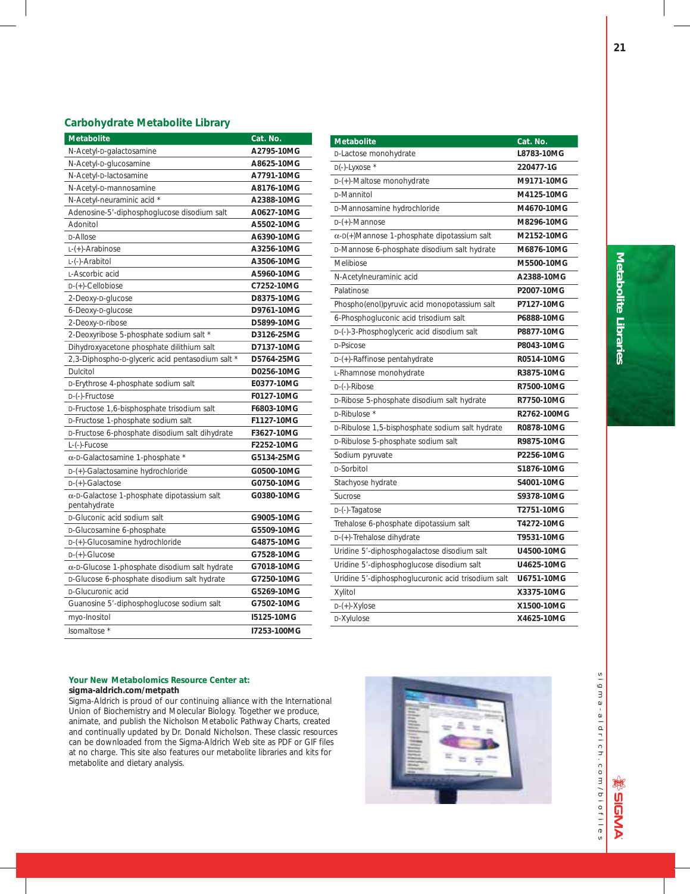## Carbohydrate Metabolite Library

| Metabolite | Cat. No. |
|---|---|
| N-Acetyl-D-galactosamine | A2795-10MG |
| N-Acetyl-D-glucosamine | A8625-10MG |
| N-Acetyl-D-lactosamine | A7791-10MG |
| N-Acetyl-D-mannosamine | A8176-10MG |
| N-Acetyl-neuraminic acid * | A2388-10MG |
| Adenosine-5'-diphosphoglucose disodium salt | A0627-10MG |
| Adonitol | A5502-10MG |
| D-Allose | A6390-10MG |
| L-(+)-Arabinose | A3256-10MG |
| L-(-)-Arabitol | A3506-10MG |
| L-Ascorbic acid | A5960-10MG |
| D-(+)-Cellobiose | C7252-10MG |
| 2-Deoxy-D-glucose | D8375-10MG |
| 6-Deoxy-D-glucose | D9761-10MG |
| 2-Deoxy-D-ribose | D5899-10MG |
| 2-Deoxyribose 5-phosphate sodium salt * | D3126-25MG |
| Dihydroxyacetone phosphate dilithium salt | D7137-10MG |
| 2,3-Diphospho-D-glyceric acid pentasodium salt * | D5764-25MG |
| Dulcitol | D0256-10MG |
| D-Erythrose 4-phosphate sodium salt | E0377-10MG |
| D-(-)-Fructose | F0127-10MG |
| D-Fructose 1,6-bisphosphate trisodium salt | F6803-10MG |
| D-Fructose 1-phosphate sodium salt | F1127-10MG |
| D-Fructose 6-phosphate disodium salt dihydrate | F3627-10MG |
| L-(-)-Fucose | F2252-10MG |
| α-D-Galactosamine 1-phosphate * | G5134-25MG |
| D-(+)-Galactosamine hydrochloride | G0500-10MG |
| D-(+)-Galactose | G0750-10MG |
| α-D-Galactose 1-phosphate dipotassium salt pentahydrate | G0380-10MG |
| D-Gluconic acid sodium salt | G9005-10MG |
| D-Glucosamine 6-phosphate | G5509-10MG |
| D-(+)-Glucosamine hydrochloride | G4875-10MG |
| D-(+)-Glucose | G7528-10MG |
| α-D-Glucose 1-phosphate disodium salt hydrate | G7018-10MG |
| D-Glucose 6-phosphate disodium salt hydrate | G7250-10MG |
| D-Glucuronic acid | G5269-10MG |
| Guanosine 5'-diphosphoglucose sodium salt | G7502-10MG |
| myo-Inositol | I5125-10MG |
| Isomaltose * | I7253-100MG |
| D-Lactose monohydrate | L8783-10MG |
| D(-)-Lyxose * | 220477-1G |
| D-(+)-Maltose monohydrate | M9171-10MG |
| D-Mannitol | M4125-10MG |
| D-Mannosamine hydrochloride | M4670-10MG |
| D-(+)-Mannose | M8296-10MG |
| α-D(+)Mannose 1-phosphate dipotassium salt | M2152-10MG |
| D-Mannose 6-phosphate disodium salt hydrate | M6876-10MG |
| Melibiose | M5500-10MG |
| N-Acetylneuraminic acid | A2388-10MG |
| Palatinose | P2007-10MG |
| Phospho(enol)pyruvic acid monopotassium salt | P7127-10MG |
| 6-Phosphogluconic acid trisodium salt | P6888-10MG |
| D-(-)-3-Phosphoglyceric acid disodium salt | P8877-10MG |
| D-Psicose | P8043-10MG |
| D-(+)-Raffinose pentahydrate | R0514-10MG |
| L-Rhamnose monohydrate | R3875-10MG |
| D-(-)-Ribose | R7500-10MG |
| D-Ribose 5-phosphate disodium salt hydrate | R7750-10MG |
| D-Ribulose * | R2762-100MG |
| D-Ribulose 1,5-bisphosphate sodium salt hydrate | R0878-10MG |
| D-Ribulose 5-phosphate sodium salt | R9875-10MG |
| Sodium pyruvate | P2256-10MG |
| D-Sorbitol | S1876-10MG |
| Stachyose hydrate | S4001-10MG |
| Sucrose | S9378-10MG |
| D-(-)-Tagatose | T2751-10MG |
| Trehalose 6-phosphate dipotassium salt | T4272-10MG |
| D-(+)-Trehalose dihydrate | T9531-10MG |
| Uridine 5'-diphosphogalactose disodium salt | U4500-10MG |
| Uridine 5'-diphosphoglucose disodium salt | U4625-10MG |
| Uridine 5'-diphosphoglucuronic acid trisodium salt | U6751-10MG |
| Xylitol | X3375-10MG |
| D-(+)-Xylose | X1500-10MG |
| D-Xylulose | X4625-10MG |

### Your New Metabolomics Resource Center at:

**sigma-aldrich.com/metpath**

Sigma-Aldrich is proud of our continuing alliance with the International Union of Biochemistry and Molecular Biology. Together we produce, animate, and publish the Nicholson Metabolic Pathway Charts, created and continually updated by Dr. Donald Nicholson. These classic resources can be downloaded from the Sigma-Aldrich Web site as PDF or GIF files at no charge. This site also features our metabolite libraries and kits for metabolite and dietary analysis.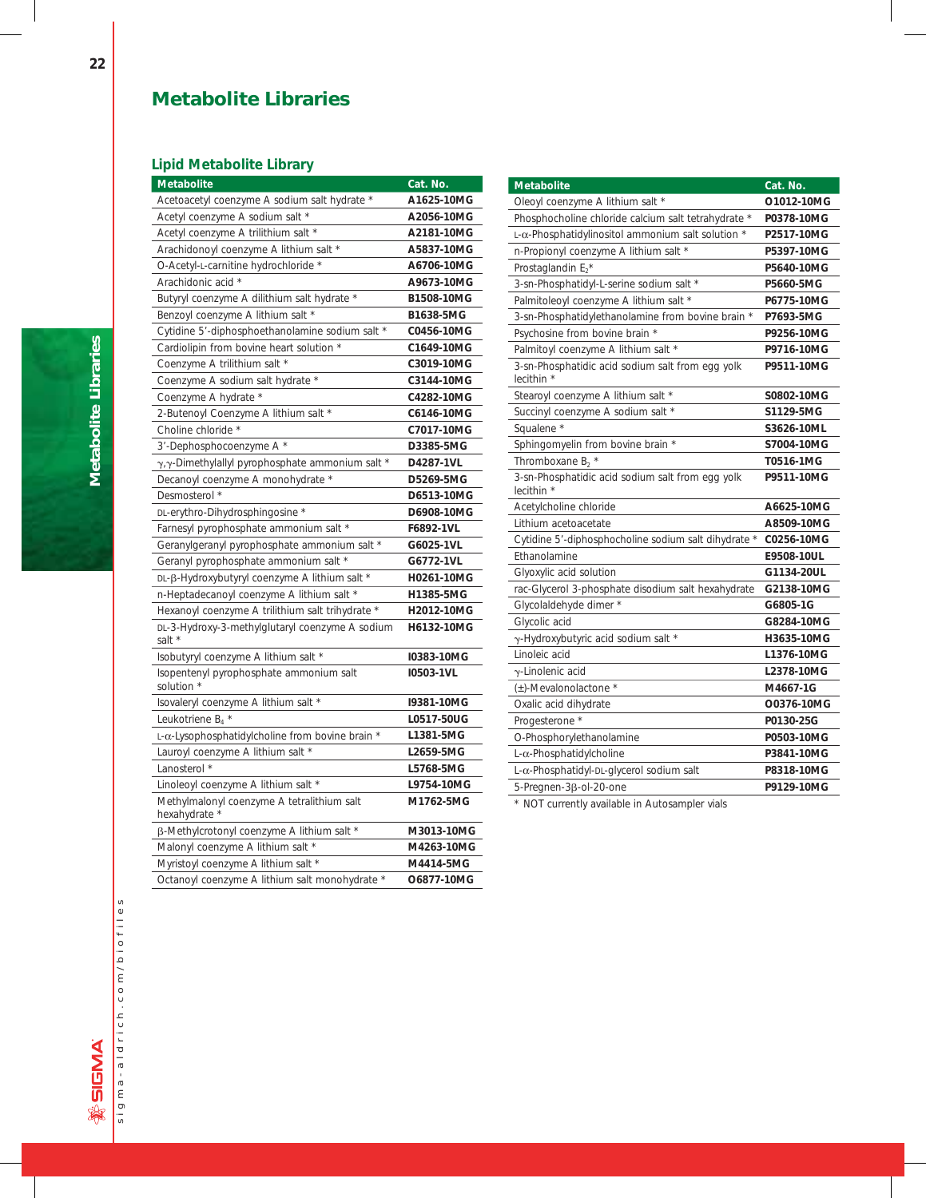# Metabolite Libraries

## Lipid Metabolite Library

| Metabolite | Cat. No. |
|---|---|
| Acetoacetyl coenzyme A sodium salt hydrate * | A1625-10MG |
| Acetyl coenzyme A sodium salt * | A2056-10MG |
| Acetyl coenzyme A trilithium salt * | A2181-10MG |
| Arachidonoyl coenzyme A lithium salt * | A5837-10MG |
| O-Acetyl-L-carnitine hydrochloride * | A6706-10MG |
| Arachidonic acid * | A9673-10MG |
| Butyryl coenzyme A dilithium salt hydrate * | B1508-10MG |
| Benzoyl coenzyme A lithium salt * | B1638-5MG |
| Cytidine 5′-diphosphoethanolamine sodium salt * | C0456-10MG |
| Cardiolipin from bovine heart solution * | C1649-10MG |
| Coenzyme A trilithium salt * | C3019-10MG |
| Coenzyme A sodium salt hydrate * | C3144-10MG |
| Coenzyme A hydrate * | C4282-10MG |
| 2-Butenoyl Coenzyme A lithium salt * | C6146-10MG |
| Choline chloride * | C7017-10MG |
| 3′-Dephosphocoenzyme A * | D3385-5MG |
| γ,γ-Dimethylallyl pyrophosphate ammonium salt * | D4287-1VL |
| Decanoyl coenzyme A monohydrate * | D5269-5MG |
| Desmosterol * | D6513-10MG |
| DL-erythro-Dihydrosphingosine * | D6908-10MG |
| Farnesyl pyrophosphate ammonium salt * | F6892-1VL |
| Geranylgeranyl pyrophosphate ammonium salt * | G6025-1VL |
| Geranyl pyrophosphate ammonium salt * | G6772-1VL |
| DL-β-Hydroxybutyryl coenzyme A lithium salt * | H0261-10MG |
| n-Heptadecanoyl coenzyme A lithium salt * | H1385-5MG |
| Hexanoyl coenzyme A trilithium salt trihydrate * | H2012-10MG |
| DL-3-Hydroxy-3-methylglutaryl coenzyme A sodium salt * | H6132-10MG |
| Isobutyryl coenzyme A lithium salt * | I0383-10MG |
| Isopentenyl pyrophosphate ammonium salt solution * | I0503-1VL |
| Isovaleryl coenzyme A lithium salt * | I9381-10MG |
| Leukotriene $B_4$ * | L0517-50UG |
| L-α-Lysophosphatidylcholine from bovine brain * | L1381-5MG |
| Lauroyl coenzyme A lithium salt * | L2659-5MG |
| Lanosterol * | L5768-5MG |
| Linoleoyl coenzyme A lithium salt * | L9754-10MG |
| Methylmalonyl coenzyme A tetralithium salt hexahydrate * | M1762-5MG |
| β-Methylcrotonyl coenzyme A lithium salt * | M3013-10MG |
| Malonyl coenzyme A lithium salt * | M4263-10MG |
| Myristoyl coenzyme A lithium salt * | M4414-5MG |
| Octanoyl coenzyme A lithium salt monohydrate * | O6877-10MG |
| Oleoyl coenzyme A lithium salt * | O1012-10MG |
| Phosphocholine chloride calcium salt tetrahydrate * | P0378-10MG |
| L-α-Phosphatidylinositol ammonium salt solution * | P2517-10MG |
| n-Propionyl coenzyme A lithium salt * | P5397-10MG |
| Prostaglandin $E_2$* | P5640-10MG |
| 3-sn-Phosphatidyl-L-serine sodium salt * | P5660-5MG |
| Palmitoleoyl coenzyme A lithium salt * | P6775-10MG |
| 3-sn-Phosphatidylethanolamine from bovine brain * | P7693-5MG |
| Psychosine from bovine brain * | P9256-10MG |
| Palmitoyl coenzyme A lithium salt * | P9716-10MG |
| 3-sn-Phosphatidic acid sodium salt from egg yolk lecithin * | P9511-10MG |
| Stearoyl coenzyme A lithium salt * | S0802-10MG |
| Succinyl coenzyme A sodium salt * | S1129-5MG |
| Squalene * | S3626-10ML |
| Sphingomyelin from bovine brain * | S7004-10MG |
| Thromboxane $B_2$ * | T0516-1MG |
| 3-sn-Phosphatidic acid sodium salt from egg yolk lecithin * | P9511-10MG |
| Acetylcholine chloride | A6625-10MG |
| Lithium acetoacetate | A8509-10MG |
| Cytidine 5′-diphosphocholine sodium salt dihydrate * | C0256-10MG |
| Ethanolamine | E9508-10UL |
| Glyoxylic acid solution | G1134-20UL |
| rac-Glycerol 3-phosphate disodium salt hexahydrate | G2138-10MG |
| Glycolaldehyde dimer * | G6805-1G |
| Glycolic acid | G8284-10MG |
| γ-Hydroxybutyric acid sodium salt * | H3635-10MG |
| Linoleic acid | L1376-10MG |
| γ-Linolenic acid | L2378-10MG |
| (±)-Mevalonolactone * | M4667-1G |
| Oxalic acid dihydrate | O0376-10MG |
| Progesterone * | P0130-25G |
| O-Phosphorylethanolamine | P0503-10MG |
| L-α-Phosphatidylcholine | P3841-10MG |
| L-α-Phosphatidyl-DL-glycerol sodium salt | P8318-10MG |
| 5-Pregnen-3β-ol-20-one | P9129-10MG |

* NOT currently available in Autosampler vials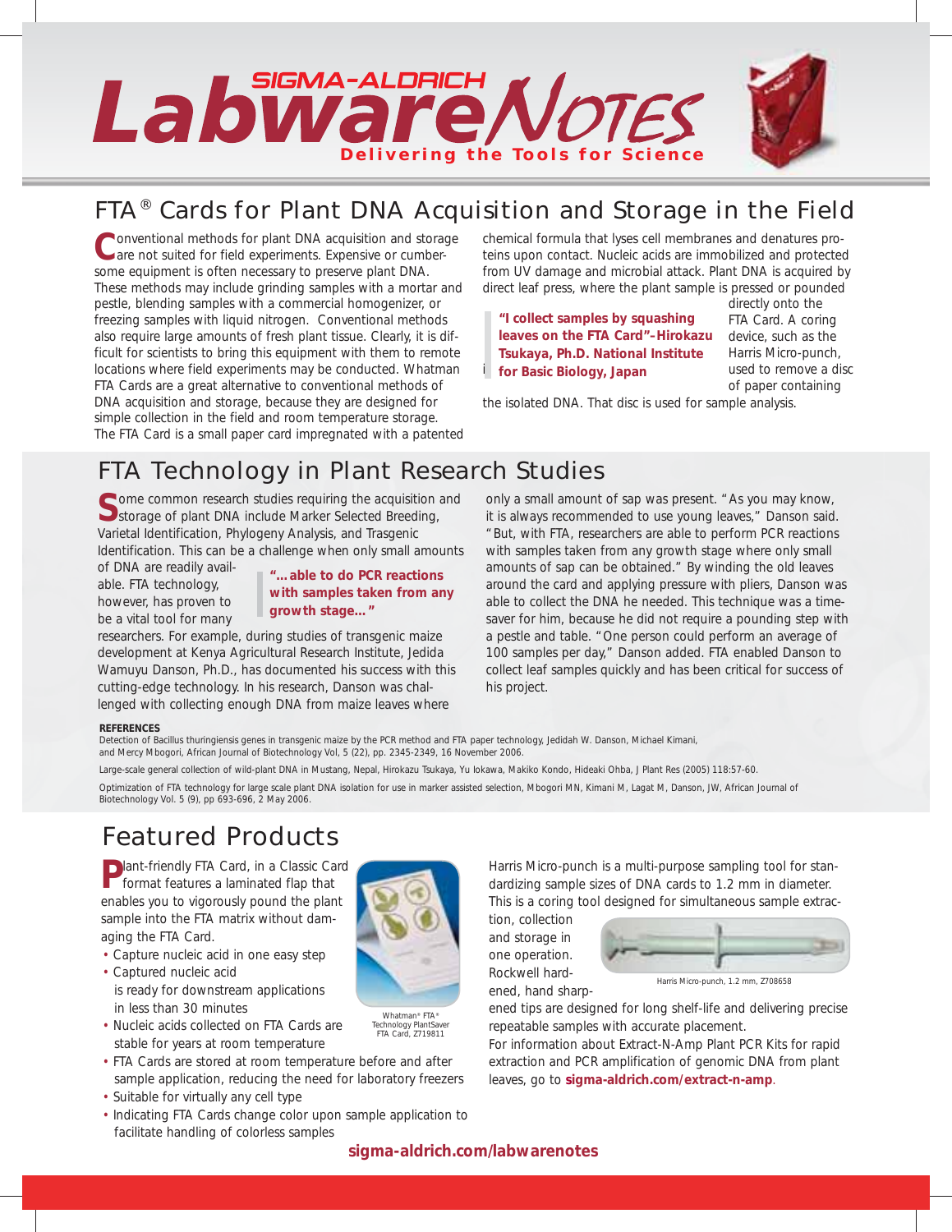Sigma-Aldrich LabwareNotes — Delivering the Tools for Science

# FTA® Cards for Plant DNA Acquisition and Storage in the Field

Conventional methods for plant DNA acquisition and storage are not suited for field experiments. Expensive or cumbersome equipment is often necessary to preserve plant DNA. These methods may include grinding samples with a mortar and pestle, blending samples with a commercial homogenizer, or freezing samples with liquid nitrogen. Conventional methods also require large amounts of fresh plant tissue. Clearly, it is difficult for scientists to bring this equipment with them to remote locations where field experiments may be conducted. Whatman FTA Cards are a great alternative to conventional methods of DNA acquisition and storage, because they are designed for simple collection in the field and room temperature storage. The FTA Card is a small paper card impregnated with a patented chemical formula that lyses cell membranes and denatures proteins upon contact. Nucleic acids are immobilized and protected from UV damage and microbial attack. Plant DNA is acquired by direct leaf press, where the plant sample is pressed or pounded directly onto the FTA Card. A coring device, such as the Harris Micro-punch, used to remove a disc of paper containing the isolated DNA. That disc is used for sample analysis.

> **"I collect samples by squashing leaves on the FTA Card"–Hirokazu Tsukaya, Ph.D. National Institute for Basic Biology, Japan**

## FTA Technology in Plant Research Studies

Some common research studies requiring the acquisition and storage of plant DNA include Marker Selected Breeding, Varietal Identification, Phylogeny Analysis, and Trasgenic Identification. This can be a challenge when only small amounts of DNA are readily available. FTA technology, however, has proven to be a vital tool for many researchers. For example, during studies of transgenic maize development at Kenya Agricultural Research Institute, Jedida Wamuyu Danson, Ph.D., has documented his success with this cutting-edge technology. In his research, Danson was challenged with collecting enough DNA from maize leaves where only a small amount of sap was present. "As you may know, it is always recommended to use young leaves," Danson said. "But, with FTA, researchers are able to perform PCR reactions with samples taken from any growth stage where only small amounts of sap can be obtained." By winding the old leaves around the card and applying pressure with pliers, Danson was able to collect the DNA he needed. This technique was a time-saver for him, because he did not require a pounding step with a pestle and table. "One person could perform an average of 100 samples per day," Danson added. FTA enabled Danson to collect leaf samples quickly and has been critical for success of his project.

> **"...able to do PCR reactions with samples taken from any growth stage..."**

**REFERENCES**

Detection of Bacillus thuringiensis genes in transgenic maize by the PCR method and FTA paper technology, Jedidah W. Danson, Michael Kimani, and Mercy Mbogori, African Journal of Biotechnology Vol, 5 (22), pp. 2345-2349, 16 November 2006.

Large-scale general collection of wild-plant DNA in Mustang, Nepal, Hirokazu Tsukaya, Yu Iokawa, Makiko Kondo, Hideaki Ohba, J Plant Res (2005) 118:57-60.

Optimization of FTA technology for large scale plant DNA isolation for use in marker assisted selection, Mbogori MN, Kimani M, Lagat M, Danson, JW, African Journal of Biotechnology Vol. 5 (9), pp 693-696, 2 May 2006.

## Featured Products

Plant-friendly FTA Card, in a Classic Card format features a laminated flap that enables you to vigorously pound the plant sample into the FTA matrix without damaging the FTA Card.

- Capture nucleic acid in one easy step
- Captured nucleic acid is ready for downstream applications in less than 30 minutes
- Nucleic acids collected on FTA Cards are stable for years at room temperature
- FTA Cards are stored at room temperature before and after sample application, reducing the need for laboratory freezers
- Suitable for virtually any cell type
- Indicating FTA Cards change color upon sample application to facilitate handling of colorless samples

Whatman® FTA® Technology PlantSaver FTA Card, Z719811

Harris Micro-punch is a multi-purpose sampling tool for standardizing sample sizes of DNA cards to 1.2 mm in diameter. This is a coring tool designed for simultaneous sample extraction, collection and storage in one operation. Rockwell hardened, hand sharpened tips are designed for long shelf-life and delivering precise repeatable samples with accurate placement.

Harris Micro-punch, 1.2 mm, Z708658

For information about Extract-N-Amp Plant PCR Kits for rapid extraction and PCR amplification of genomic DNA from plant leaves, go to **sigma-aldrich.com/extract-n-amp**.

**sigma-aldrich.com/labwarenotes**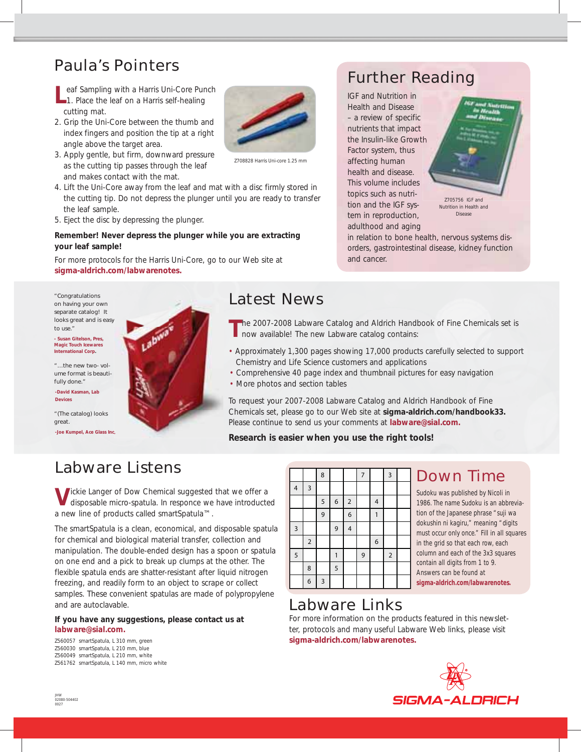## Paula's Pointers

**L**eaf Sampling with a Harris Uni-Core Punch

1. Place the leaf on a Harris self-healing cutting mat.
2. Grip the Uni-Core between the thumb and index fingers and position the tip at a right angle above the target area.
3. Apply gentle, but firm, downward pressure as the cutting tip passes through the leaf and makes contact with the mat.
4. Lift the Uni-Core away from the leaf and mat with a disc firmly stored in the cutting tip. Do not depress the plunger until you are ready to transfer the leaf sample.
5. Eject the disc by depressing the plunger.

Z708828 Harris Uni-core 1.25 mm

**Remember! Never depress the plunger while you are extracting your leaf sample!**

For more protocols for the Harris Uni-Core, go to our Web site at **sigma-aldrich.com/labwarenotes.**

## Further Reading

IGF and Nutrition in Health and Disease – a review of specific nutrients that impact the Insulin-like Growth Factor system, thus affecting human health and disease. This volume includes topics such as nutrition and the IGF system in reproduction, adulthood and aging in relation to bone health, nervous systems disorders, gastrointestinal disease, kidney function and cancer.

Z705756 IGF and Nutrition in Health and Disease

"Congratulations on having your own separate catalog! It looks great and is easy to use."

**- Susan Gitelson, Pres, Magic Touch Icewares International Corp.**

"...the new two- volume format is beautifully done."

**-David Kasman, Lab Devices**

"(The catalog) looks great.

**-Joe Kumpel, Ace Glass Inc,**

## Latest News

**T**he 2007-2008 Labware Catalog and Aldrich Handbook of Fine Chemicals set is now available! The new Labware catalog contains:

- Approximately 1,300 pages showing 17,000 products carefully selected to support Chemistry and Life Science customers and applications
- Comprehensive 40 page index and thumbnail pictures for easy navigation
- More photos and section tables

To request your 2007-2008 Labware Catalog and Aldrich Handbook of Fine Chemicals set, please go to our Web site at **sigma-aldrich.com/handbook33.** Please continue to send us your comments at **labware@sial.com.**

**Research is easier when you use the right tools!**

## Labware Listens

**V**ickie Langer of Dow Chemical suggested that we offer a disposable micro-spatula. In responce we have introducted a new line of products called smartSpatula™.

The smartSpatula is a clean, economical, and disposable spatula for chemical and biological material transfer, collection and manipulation. The double-ended design has a spoon or spatula on one end and a pick to break up clumps at the other. The flexible spatula ends are shatter-resistant after liquid nitrogen freezing, and readily form to an object to scrape or collect samples. These convenient spatulas are made of polypropylene and are autoclavable.

**If you have any suggestions, please contact us at labware@sial.com.**

Z560057 smartSpatula, L 310 mm, green
Z560030 smartSpatula, L 210 mm, blue
Z560049 smartSpatula, L 210 mm, white
Z561762 smartSpatula, L 140 mm, micro white

## Down Time

| | | 8 | | | 7 | | 3 | |
|---|---|---|---|---|---|---|---|---|
| 4 | 3 | | | | | | | |
| | | 5 | 6 | 2 | | 4 | | |
| | | 9 | | 6 | | 1 | | |
| 3 | | | 9 | 4 | | | | |
| | 2 | | | | | 6 | | |
| 5 | | | 1 | | 9 | | 2 | |
| | 8 | | 5 | | | | | |
| | 6 | 3 | | | | | | |

Sudoku was published by Nicoli in 1986. The name Sudoku is an abbreviation of the Japanese phrase "suji wa dokushin ni kagiru," meaning "digits must occur only once." Fill in all squares in the grid so that each row, each column and each of the 3x3 squares contain all digits from 1 to 9. Answers can be found at **sigma-aldrich.com/labwarenotes.**

## Labware Links

For more information on the products featured in this newsletter, protocols and many useful Labware Web links, please visit **sigma-aldrich.com/labwarenotes.**

SIGMA-ALDRICH

JHW
02080-504402
0027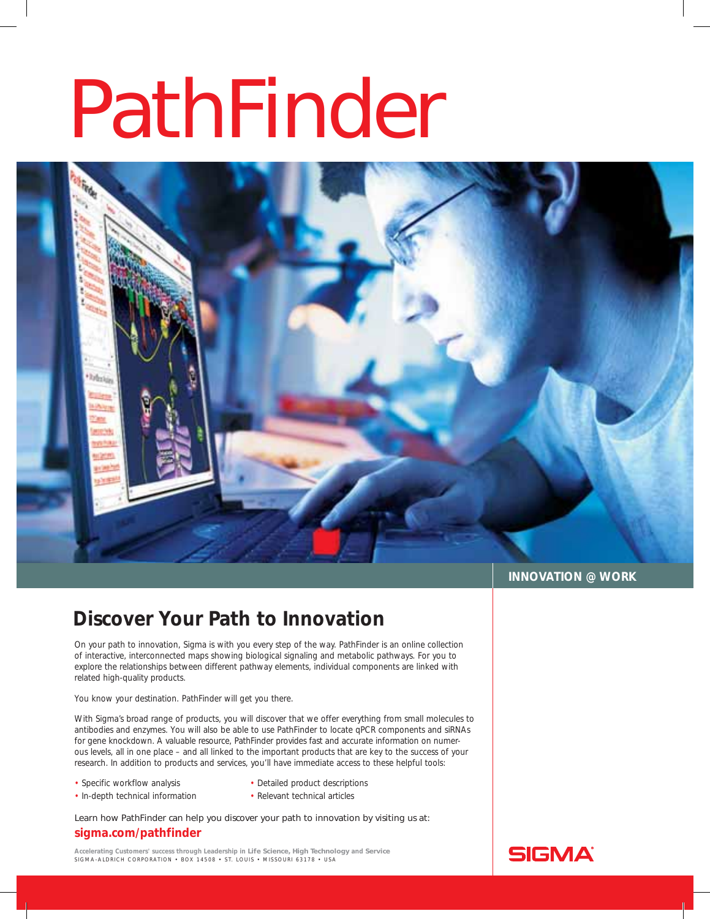# PathFinder

INNOVATION @ WORK

## Discover Your Path to Innovation

On your path to innovation, Sigma is with you every step of the way. PathFinder is an online collection of interactive, interconnected maps showing biological signaling and metabolic pathways. For you to explore the relationships between different pathway elements, individual components are linked with related high-quality products.

You know your destination. PathFinder will get you there.

With Sigma's broad range of products, you will discover that we offer everything from small molecules to antibodies and enzymes. You will also be able to use PathFinder to locate qPCR components and siRNAs for gene knockdown. A valuable resource, PathFinder provides fast and accurate information on numerous levels, all in one place – and all linked to the important products that are key to the success of your research. In addition to products and services, you'll have immediate access to these helpful tools:

- Specific workflow analysis
- In-depth technical information
- Detailed product descriptions
- Relevant technical articles

Learn how PathFinder can help you discover your path to innovation by visiting us at:

**sigma.com/pathfinder**

**Accelerating Customers' success through Leadership in Life Science, High Technology and Service**
SIGMA-ALDRICH CORPORATION • BOX 14508 • ST. LOUIS • MISSOURI 63178 • USA

SIGMA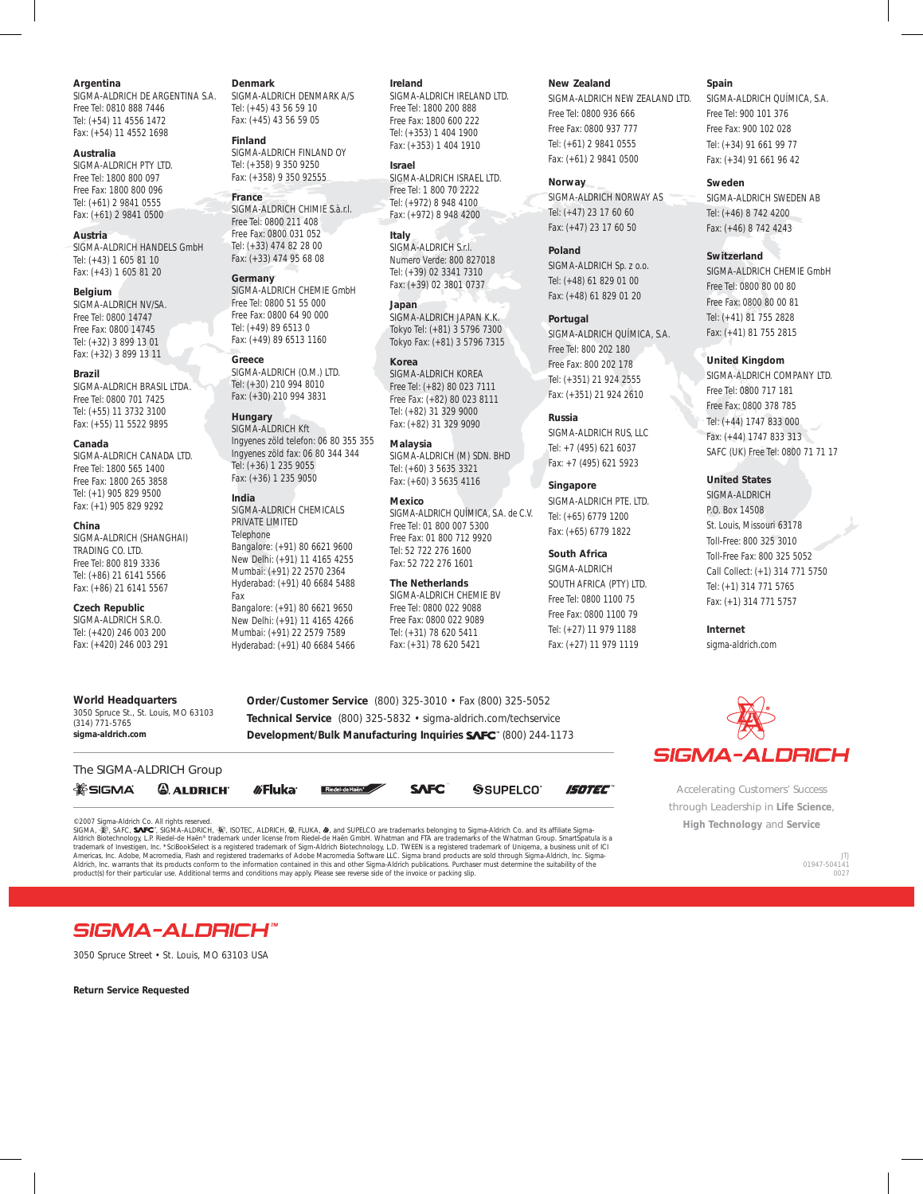**Argentina**
SIGMA-ALDRICH DE ARGENTINA S.A.
Free Tel: 0810 888 7446
Tel: (+54) 11 4556 1472
Fax: (+54) 11 4552 1698

**Australia**
SIGMA-ALDRICH PTY LTD.
Free Tel: 1800 800 097
Free Fax: 1800 800 096
Tel: (+61) 2 9841 0555
Fax: (+61) 2 9841 0500

**Austria**
SIGMA-ALDRICH HANDELS GmbH
Tel: (+43) 1 605 81 10
Fax: (+43) 1 605 81 20

**Belgium**
SIGMA-ALDRICH NV/SA.
Free Tel: 0800 14747
Free Fax: 0800 14745
Tel: (+32) 3 899 13 01
Fax: (+32) 3 899 13 11

**Brazil**
SIGMA-ALDRICH BRASIL LTDA.
Free Tel: 0800 701 7425
Tel: (+55) 11 3732 3100
Fax: (+55) 11 5522 9895

**Canada**
SIGMA-ALDRICH CANADA LTD.
Free Tel: 1800 565 1400
Free Fax: 1800 265 3858
Tel: (+1) 905 829 9500
Fax: (+1) 905 829 9292

**China**
SIGMA-ALDRICH (SHANGHAI) TRADING CO. LTD.
Free Tel: 800 819 3336
Tel: (+86) 21 6141 5566
Fax: (+86) 21 6141 5567

**Czech Republic**
SIGMA-ALDRICH S.R.O.
Tel: (+420) 246 003 200
Fax: (+420) 246 003 291

**Denmark**
SIGMA-ALDRICH DENMARK A/S
Tel: (+45) 43 56 59 10
Fax: (+45) 43 56 59 05

**Finland**
SIGMA-ALDRICH FINLAND OY
Tel: (+358) 9 350 9250
Fax: (+358) 9 350 92555

**France**
SIGMA-ALDRICH CHIMIE S.à.r.l.
Free Tel: 0800 211 408
Free Fax: 0800 031 052
Tel: (+33) 474 82 28 00
Fax: (+33) 474 95 68 08

**Germany**
SIGMA-ALDRICH CHEMIE GmbH
Free Tel: 0800 51 55 000
Free Fax: 0800 64 90 000
Tel: (+49) 89 6513 0
Fax: (+49) 89 6513 1160

**Greece**
SIGMA-ALDRICH (O.M.) LTD.
Tel: (+30) 210 994 8010
Fax: (+30) 210 994 3831

**Hungary**
SIGMA-ALDRICH Kft
Ingyenes zöld telefon: 06 80 355 355
Ingyenes zöld fax: 06 80 344 344
Tel: (+36) 1 235 9055
Fax: (+36) 1 235 9050

**India**
SIGMA-ALDRICH CHEMICALS PRIVATE LIMITED
Telephone
Bangalore: (+91) 80 6621 9600
New Delhi: (+91) 11 4165 4255
Mumbai: (+91) 22 2570 2364
Hyderabad: (+91) 40 6684 5488
Fax
Bangalore: (+91) 80 6621 9650
New Delhi: (+91) 11 4165 4266
Mumbai: (+91) 22 2579 7589
Hyderabad: (+91) 40 6684 5466

**Ireland**
SIGMA-ALDRICH IRELAND LTD.
Free Tel: 1800 200 888
Free Fax: 1800 600 222
Tel: (+353) 1 404 1900
Fax: (+353) 1 404 1910

**Israel**
SIGMA-ALDRICH ISRAEL LTD.
Free Tel: 1 800 70 2222
Tel: (+972) 8 948 4100
Fax: (+972) 8 948 4200

**Italy**
SIGMA-ALDRICH S.r.l.
Numero Verde: 800 827018
Tel: (+39) 02 3341 7310
Fax: (+39) 02 3801 0737

**Japan**
SIGMA-ALDRICH JAPAN K.K.
Tokyo Tel: (+81) 3 5796 7300
Tokyo Fax: (+81) 3 5796 7315

**Korea**
SIGMA-ALDRICH KOREA
Free Tel: (+82) 80 023 7111
Free Fax: (+82) 80 023 8111
Tel: (+82) 31 329 9000
Fax: (+82) 31 329 9090

**Malaysia**
SIGMA-ALDRICH (M) SDN. BHD
Tel: (+60) 3 5635 3321
Fax: (+60) 3 5635 4116

**Mexico**
SIGMA-ALDRICH QUÍMICA, S.A. de C.V.
Free Tel: 01 800 007 5300
Free Fax: 01 800 712 9920
Tel: 52 722 276 1600
Fax: 52 722 276 1601

**The Netherlands**
SIGMA-ALDRICH CHEMIE BV
Free Tel: 0800 022 9088
Free Fax: 0800 022 9089
Tel: (+31) 78 620 5411
Fax: (+31) 78 620 5421

**New Zealand**
SIGMA-ALDRICH NEW ZEALAND LTD.
Free Tel: 0800 936 666
Free Fax: 0800 937 777
Tel: (+61) 2 9841 0555
Fax: (+61) 2 9841 0500

**Norway**
SIGMA-ALDRICH NORWAY AS
Tel: (+47) 23 17 60 60
Fax: (+47) 23 17 60 50

**Poland**
SIGMA-ALDRICH Sp. z o.o.
Tel: (+48) 61 829 01 00
Fax: (+48) 61 829 01 20

**Portugal**
SIGMA-ALDRICH QUÍMICA, S.A.
Free Tel: 800 202 180
Free Fax: 800 202 178
Tel: (+351) 21 924 2555
Fax: (+351) 21 924 2610

**Russia**
SIGMA-ALDRICH RUS, LLC
Tel: +7 (495) 621 6037
Fax: +7 (495) 621 5923

**Singapore**
SIGMA-ALDRICH PTE. LTD.
Tel: (+65) 6779 1200
Fax: (+65) 6779 1822

**South Africa**
SIGMA-ALDRICH SOUTH AFRICA (PTY) LTD.
Free Tel: 0800 1100 75
Free Fax: 0800 1100 79
Tel: (+27) 11 979 1188
Fax: (+27) 11 979 1119

**Spain**
SIGMA-ALDRICH QUÍMICA, S.A.
Free Tel: 900 101 376
Free Fax: 900 102 028
Tel: (+34) 91 661 99 77
Fax: (+34) 91 661 96 42

**Sweden**
SIGMA-ALDRICH SWEDEN AB
Tel: (+46) 8 742 4200
Fax: (+46) 8 742 4243

**Switzerland**
SIGMA-ALDRICH CHEMIE GmbH
Free Tel: 0800 80 00 80
Free Fax: 0800 80 00 81
Tel: (+41) 81 755 2828
Fax: (+41) 81 755 2815

**United Kingdom**
SIGMA-ALDRICH COMPANY LTD.
Free Tel: 0800 717 181
Free Fax: 0800 378 785
Tel: (+44) 1747 833 000
Fax: (+44) 1747 833 313
SAFC (UK) Free Tel: 0800 71 71 17

**United States**
SIGMA-ALDRICH
P.O. Box 14508
St. Louis, Missouri 63178
Toll-Free: 800 325 3010
Toll-Free Fax: 800 325 5052
Call Collect: (+1) 314 771 5750
Tel: (+1) 314 771 5765
Fax: (+1) 314 771 5757

**Internet**
sigma-aldrich.com

**World Headquarters**
3050 Spruce St., St. Louis, MO 63103
(314) 771-5765
**sigma-aldrich.com**

**Order/Customer Service** (800) 325-3010 • Fax (800) 325-5052
**Technical Service** (800) 325-5832 • sigma-aldrich.com/techservice
**Development/Bulk Manufacturing Inquiries SAFC™** (800) 244-1173

The SIGMA-ALDRICH Group
SIGMA · ALDRICH · Fluka · Riedel-de Haën · SAFC · SUPELCO · ISOTEC

SIGMA-ALDRICH

Accelerating Customers' Success through Leadership in **Life Science**, **High Technology** and **Service**

©2007 Sigma-Aldrich Co. All rights reserved.
SIGMA, SAFC, SAFC, SIGMA-ALDRICH, ISOTEC, ALDRICH, FLUKA, and SUPELCO are trademarks belonging to Sigma-Aldrich Co. and its affiliate Sigma-Aldrich Biotechnology, L.P. Riedel-de Haën® trademark under license from Riedel-de Haën GmbH. Whatman and FTA are trademarks of the Whatman Group. SmartSpatula is a trademark of Investigen, Inc. *SciBookSelect is a registered trademark of Sigm-Aldrich Biotechnology, LD. TWEEN is a registered trademark of Uniqema, a business unit of ICI Americas, Inc. Adobe, Macromedia, Flash and registered trademarks of Adobe Macromedia Software LLC. Sigma brand products are sold through Sigma-Aldrich, Inc. Sigma-Aldrich, Inc. warrants that its products conform to the information contained in this and other Sigma-Aldrich publications. Purchaser must determine the suitability of the product(s) for their particular use. Additional terms and conditions may apply. Please see reverse side of the invoice or packing slip.

JTJ
01947-504141
0027

SIGMA-ALDRICH™

3050 Spruce Street • St. Louis, MO 63103 USA

**Return Service Requested**